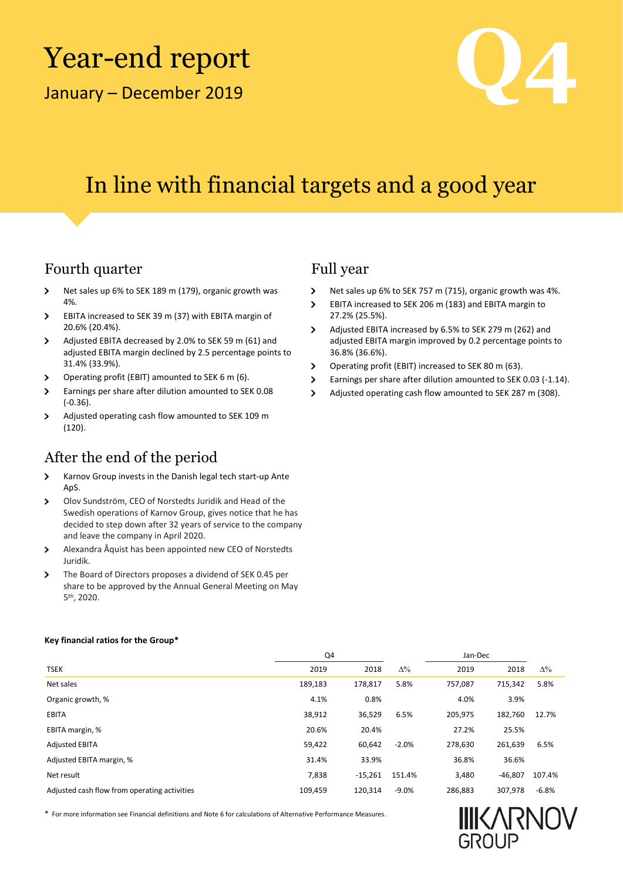# Year-end report

January – December 2019

Q4

# In line with financial targets and a good year

## Fourth quarter

- Net sales up 6% to SEK 189 m (179), organic growth was 4%.
- EBITA increased to SEK 39 m (37) with EBITA margin of 20.6% (20.4%).
- Adjusted EBITA decreased by 2.0% to SEK 59 m (61) and adjusted EBITA margin declined by 2.5 percentage points to 31.4% (33.9%).
- Operating profit (EBIT) amounted to SEK 6 m (6).
- Earnings per share after dilution amounted to SEK 0.08 (-0.36).
- Adjusted operating cash flow amounted to SEK 109 m (120).

## Full year

- Net sales up 6% to SEK 757 m (715), organic growth was 4%.
- EBITA increased to SEK 206 m (183) and EBITA margin to 27.2% (25.5%).
- Adjusted EBITA increased by 6.5% to SEK 279 m (262) and adjusted EBITA margin improved by 0.2 percentage points to 36.8% (36.6%).
- Operating profit (EBIT) increased to SEK 80 m (63).
- Earnings per share after dilution amounted to SEK 0.03 (-1.14).
- Adjusted operating cash flow amounted to SEK 287 m (308).

## After the end of the period

- Karnov Group invests in the Danish legal tech start-up Ante ApS.
- Olov Sundström, CEO of Norstedts Juridik and Head of the Swedish operations of Karnov Group, gives notice that he has decided to step down after 32 years of service to the company and leave the company in April 2020.
- Alexandra Åquist has been appointed new CEO of Norstedts Juridik.
- The Board of Directors proposes a dividend of SEK 0.45 per share to be approved by the Annual General Meeting on May 5th, 2020.

**Key financial ratios for the Group***

| | Q4 | | | Jan-Dec | | |
|---|---|---|---|---|---|---|
| TSEK | 2019 | 2018 | Δ% | 2019 | 2018 | Δ% |
| Net sales | 189,183 | 178,817 | 5.8% | 757,087 | 715,342 | 5.8% |
| Organic growth, % | 4.1% | 0.8% | | 4.0% | 3.9% | |
| EBITA | 38,912 | 36,529 | 6.5% | 205,975 | 182,760 | 12.7% |
| EBITA margin, % | 20.6% | 20.4% | | 27.2% | 25.5% | |
| Adjusted EBITA | 59,422 | 60,642 | -2.0% | 278,630 | 261,639 | 6.5% |
| Adjusted EBITA margin, % | 31.4% | 33.9% | | 36.8% | 36.6% | |
| Net result | 7,838 | -15,261 | 151.4% | 3,480 | -46,807 | 107.4% |
| Adjusted cash flow from operating activities | 109,459 | 120,314 | -9.0% | 286,883 | 307,978 | -6.8% |

* For more information see Financial definitions and Note 6 for calculations of Alternative Performance Measures.

KARNOV GROUP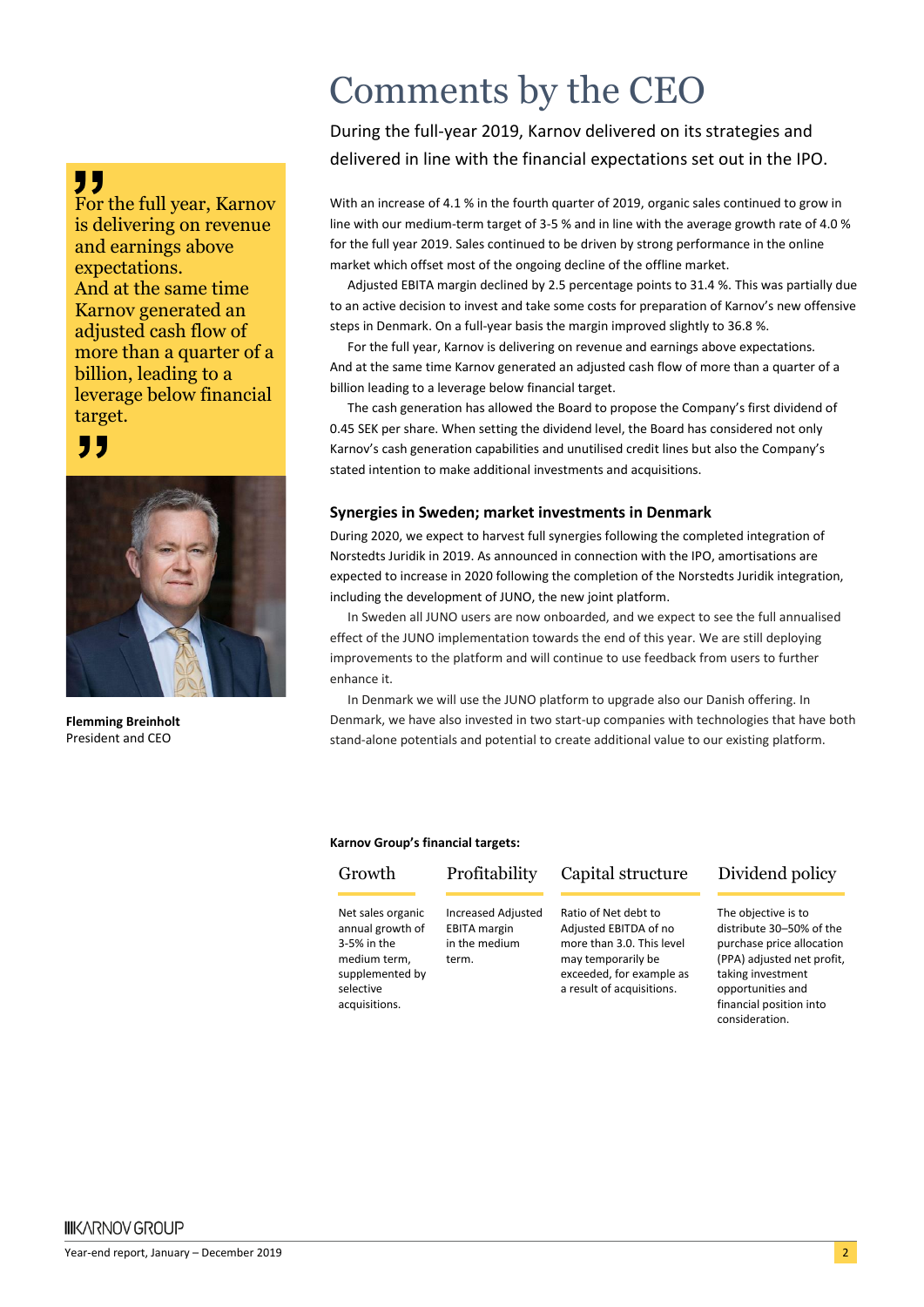# Comments by the CEO

During the full-year 2019, Karnov delivered on its strategies and delivered in line with the financial expectations set out in the IPO.

> For the full year, Karnov is delivering on revenue and earnings above expectations. And at the same time Karnov generated an adjusted cash flow of more than a quarter of a billion, leading to a leverage below financial target.

**Flemming Breinholt**
President and CEO

With an increase of 4.1 % in the fourth quarter of 2019, organic sales continued to grow in line with our medium-term target of 3-5 % and in line with the average growth rate of 4.0 % for the full year 2019. Sales continued to be driven by strong performance in the online market which offset most of the ongoing decline of the offline market.

Adjusted EBITA margin declined by 2.5 percentage points to 31.4 %. This was partially due to an active decision to invest and take some costs for preparation of Karnov's new offensive steps in Denmark. On a full-year basis the margin improved slightly to 36.8 %.

For the full year, Karnov is delivering on revenue and earnings above expectations. And at the same time Karnov generated an adjusted cash flow of more than a quarter of a billion leading to a leverage below financial target.

The cash generation has allowed the Board to propose the Company's first dividend of 0.45 SEK per share. When setting the dividend level, the Board has considered not only Karnov's cash generation capabilities and unutilised credit lines but also the Company's stated intention to make additional investments and acquisitions.

### Synergies in Sweden; market investments in Denmark

During 2020, we expect to harvest full synergies following the completed integration of Norstedts Juridik in 2019. As announced in connection with the IPO, amortisations are expected to increase in 2020 following the completion of the Norstedts Juridik integration, including the development of JUNO, the new joint platform.

In Sweden all JUNO users are now onboarded, and we expect to see the full annualised effect of the JUNO implementation towards the end of this year. We are still deploying improvements to the platform and will continue to use feedback from users to further enhance it.

In Denmark we will use the JUNO platform to upgrade also our Danish offering. In Denmark, we have also invested in two start-up companies with technologies that have both stand-alone potentials and potential to create additional value to our existing platform.

**Karnov Group's financial targets:**

| Growth | Profitability | Capital structure | Dividend policy |
|---|---|---|---|
| Net sales organic annual growth of 3-5% in the medium term, supplemented by selective acquisitions. | Increased Adjusted EBITA margin in the medium term. | Ratio of Net debt to Adjusted EBITDA of no more than 3.0. This level may temporarily be exceeded, for example as a result of acquisitions. | The objective is to distribute 30–50% of the purchase price allocation (PPA) adjusted net profit, taking investment opportunities and financial position into consideration. |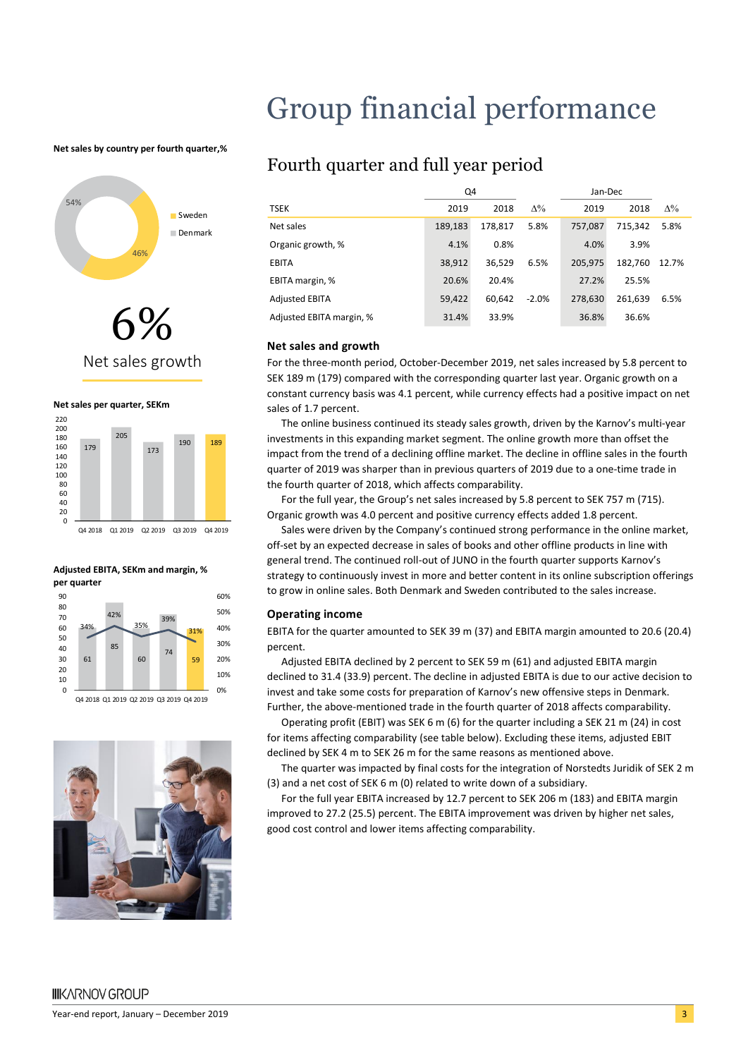# Group financial performance

**Net sales by country per fourth quarter,%**

54% Denmark, 46% Sweden

6%

Net sales growth

**Net sales per quarter, SEKm**

| Q4 2018 | Q1 2019 | Q2 2019 | Q3 2019 | Q4 2019 |
|---|---|---|---|---|
| 179 | 205 | 173 | 190 | 189 |

**Adjusted EBITA, SEKm and margin, % per quarter**

| | Q4 2018 | Q1 2019 | Q2 2019 | Q3 2019 | Q4 2019 |
|---|---|---|---|---|---|
| Adjusted EBITA, SEKm | 61 | 85 | 60 | 74 | 59 |
| Margin, % | 34% | 42% | 35% | 39% | 31% |

## Fourth quarter and full year period

| TSEK | Q4 2019 | Q4 2018 | Δ% | Jan-Dec 2019 | Jan-Dec 2018 | Δ% |
|---|---|---|---|---|---|---|
| Net sales | 189,183 | 178,817 | 5.8% | 757,087 | 715,342 | 5.8% |
| Organic growth, % | 4.1% | 0.8% | | 4.0% | 3.9% | |
| EBITA | 38,912 | 36,529 | 6.5% | 205,975 | 182,760 | 12.7% |
| EBITA margin, % | 20.6% | 20.4% | | 27.2% | 25.5% | |
| Adjusted EBITA | 59,422 | 60,642 | -2.0% | 278,630 | 261,639 | 6.5% |
| Adjusted EBITA margin, % | 31.4% | 33.9% | | 36.8% | 36.6% | |

### Net sales and growth

For the three-month period, October-December 2019, net sales increased by 5.8 percent to SEK 189 m (179) compared with the corresponding quarter last year. Organic growth on a constant currency basis was 4.1 percent, while currency effects had a positive impact on net sales of 1.7 percent.

The online business continued its steady sales growth, driven by the Karnov's multi-year investments in this expanding market segment. The online growth more than offset the impact from the trend of a declining offline market. The decline in offline sales in the fourth quarter of 2019 was sharper than in previous quarters of 2019 due to a one-time trade in the fourth quarter of 2018, which affects comparability.

For the full year, the Group's net sales increased by 5.8 percent to SEK 757 m (715). Organic growth was 4.0 percent and positive currency effects added 1.8 percent.

Sales were driven by the Company's continued strong performance in the online market, off-set by an expected decrease in sales of books and other offline products in line with general trend. The continued roll-out of JUNO in the fourth quarter supports Karnov's strategy to continuously invest in more and better content in its online subscription offerings to grow in online sales. Both Denmark and Sweden contributed to the sales increase.

### Operating income

EBITA for the quarter amounted to SEK 39 m (37) and EBITA margin amounted to 20.6 (20.4) percent.

Adjusted EBITA declined by 2 percent to SEK 59 m (61) and adjusted EBITA margin declined to 31.4 (33.9) percent. The decline in adjusted EBITA is due to our active decision to invest and take some costs for preparation of Karnov's new offensive steps in Denmark. Further, the above-mentioned trade in the fourth quarter of 2018 affects comparability.

Operating profit (EBIT) was SEK 6 m (6) for the quarter including a SEK 21 m (24) in cost for items affecting comparability (see table below). Excluding these items, adjusted EBIT declined by SEK 4 m to SEK 26 m for the same reasons as mentioned above.

The quarter was impacted by final costs for the integration of Norstedts Juridik of SEK 2 m (3) and a net cost of SEK 6 m (0) related to write down of a subsidiary.

For the full year EBITA increased by 12.7 percent to SEK 206 m (183) and EBITA margin improved to 27.2 (25.5) percent. The EBITA improvement was driven by higher net sales, good cost control and lower items affecting comparability.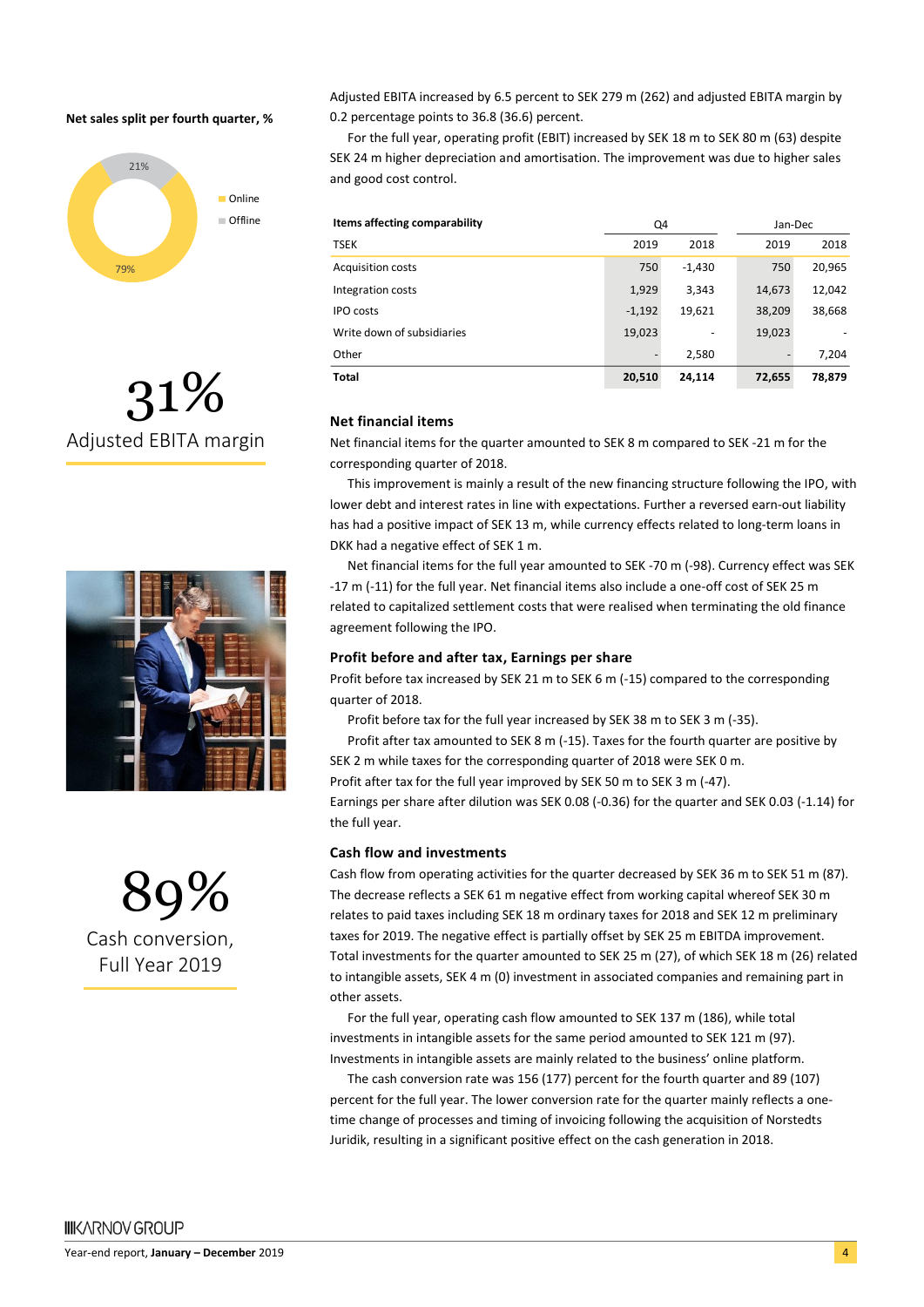**Net sales split per fourth quarter, %**

- Online 79%
- Offline 21%

**31%**
Adjusted EBITA margin

**89%**
Cash conversion, Full Year 2019

Adjusted EBITA increased by 6.5 percent to SEK 279 m (262) and adjusted EBITA margin by 0.2 percentage points to 36.8 (36.6) percent.

For the full year, operating profit (EBIT) increased by SEK 18 m to SEK 80 m (63) despite SEK 24 m higher depreciation and amortisation. The improvement was due to higher sales and good cost control.

| Items affecting comparability | Q4 | | Jan-Dec | |
|---|---|---|---|---|
| TSEK | 2019 | 2018 | 2019 | 2018 |
| Acquisition costs | 750 | -1,430 | 750 | 20,965 |
| Integration costs | 1,929 | 3,343 | 14,673 | 12,042 |
| IPO costs | -1,192 | 19,621 | 38,209 | 38,668 |
| Write down of subsidiaries | 19,023 | - | 19,023 | - |
| Other | - | 2,580 | - | 7,204 |
| **Total** | **20,510** | **24,114** | **72,655** | **78,879** |

### Net financial items

Net financial items for the quarter amounted to SEK 8 m compared to SEK -21 m for the corresponding quarter of 2018.

This improvement is mainly a result of the new financing structure following the IPO, with lower debt and interest rates in line with expectations. Further a reversed earn-out liability has had a positive impact of SEK 13 m, while currency effects related to long-term loans in DKK had a negative effect of SEK 1 m.

Net financial items for the full year amounted to SEK -70 m (-98). Currency effect was SEK -17 m (-11) for the full year. Net financial items also include a one-off cost of SEK 25 m related to capitalized settlement costs that were realised when terminating the old finance agreement following the IPO.

### Profit before and after tax, Earnings per share

Profit before tax increased by SEK 21 m to SEK 6 m (-15) compared to the corresponding quarter of 2018.

Profit before tax for the full year increased by SEK 38 m to SEK 3 m (-35).

Profit after tax amounted to SEK 8 m (-15). Taxes for the fourth quarter are positive by SEK 2 m while taxes for the corresponding quarter of 2018 were SEK 0 m.

Profit after tax for the full year improved by SEK 50 m to SEK 3 m (-47).

Earnings per share after dilution was SEK 0.08 (-0.36) for the quarter and SEK 0.03 (-1.14) for the full year.

### Cash flow and investments

Cash flow from operating activities for the quarter decreased by SEK 36 m to SEK 51 m (87). The decrease reflects a SEK 61 m negative effect from working capital whereof SEK 30 m relates to paid taxes including SEK 18 m ordinary taxes for 2018 and SEK 12 m preliminary taxes for 2019. The negative effect is partially offset by SEK 25 m EBITDA improvement. Total investments for the quarter amounted to SEK 25 m (27), of which SEK 18 m (26) related to intangible assets, SEK 4 m (0) investment in associated companies and remaining part in other assets.

For the full year, operating cash flow amounted to SEK 137 m (186), while total investments in intangible assets for the same period amounted to SEK 121 m (97). Investments in intangible assets are mainly related to the business' online platform.

The cash conversion rate was 156 (177) percent for the fourth quarter and 89 (107) percent for the full year. The lower conversion rate for the quarter mainly reflects a one-time change of processes and timing of invoicing following the acquisition of Norstedts Juridik, resulting in a significant positive effect on the cash generation in 2018.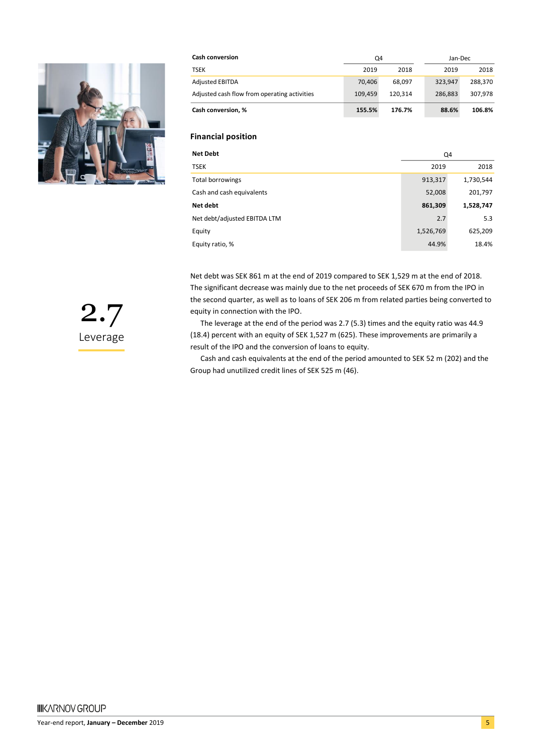| Cash conversion | Q4 | | Jan-Dec | |
|---|---|---|---|---|
| TSEK | 2019 | 2018 | 2019 | 2018 |
| Adjusted EBITDA | 70,406 | 68,097 | 323,947 | 288,370 |
| Adjusted cash flow from operating activities | 109,459 | 120,314 | 286,883 | 307,978 |
| **Cash conversion, %** | **155.5%** | **176.7%** | **88.6%** | **106.8%** |

## Financial position

| Net Debt | Q4 | |
|---|---|---|
| TSEK | 2019 | 2018 |
| Total borrowings | 913,317 | 1,730,544 |
| Cash and cash equivalents | 52,008 | 201,797 |
| **Net debt** | **861,309** | **1,528,747** |
| Net debt/adjusted EBITDA LTM | 2.7 | 5.3 |
| Equity | 1,526,769 | 625,209 |
| Equity ratio, % | 44.9% | 18.4% |

**2.7**
Leverage

Net debt was SEK 861 m at the end of 2019 compared to SEK 1,529 m at the end of 2018. The significant decrease was mainly due to the net proceeds of SEK 670 m from the IPO in the second quarter, as well as to loans of SEK 206 m from related parties being converted to equity in connection with the IPO.

The leverage at the end of the period was 2.7 (5.3) times and the equity ratio was 44.9 (18.4) percent with an equity of SEK 1,527 m (625). These improvements are primarily a result of the IPO and the conversion of loans to equity.

Cash and cash equivalents at the end of the period amounted to SEK 52 m (202) and the Group had unutilized credit lines of SEK 525 m (46).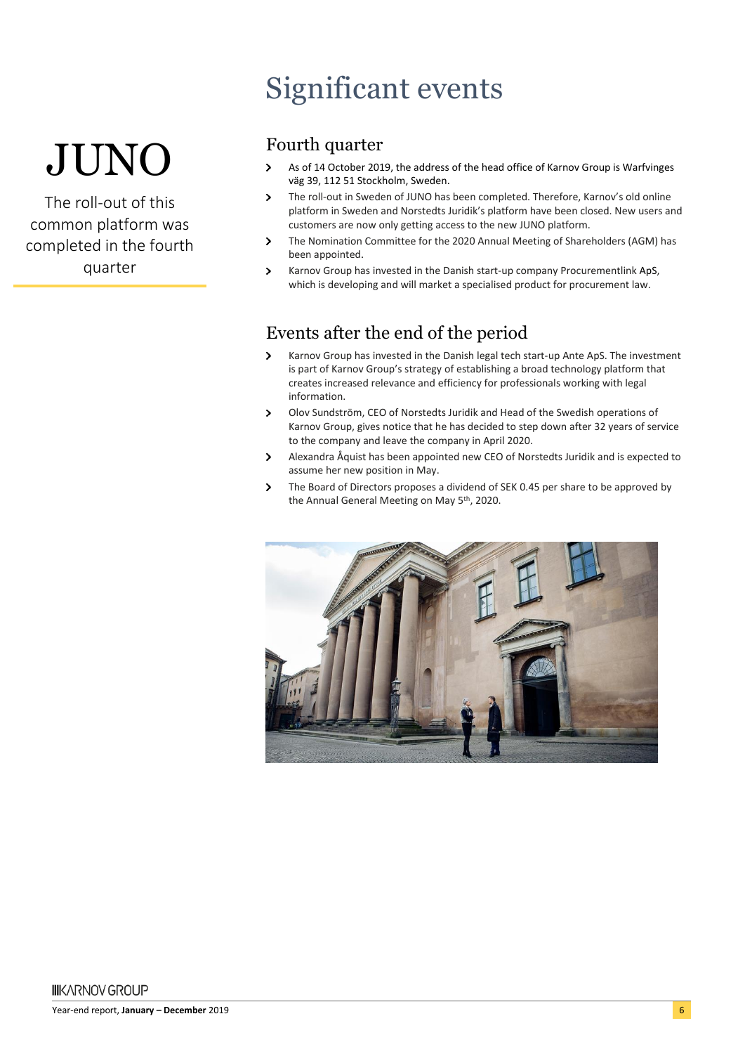# Significant events

JUNO

The roll-out of this common platform was completed in the fourth quarter

## Fourth quarter

- As of 14 October 2019, the address of the head office of Karnov Group is Warfvinges väg 39, 112 51 Stockholm, Sweden.
- The roll-out in Sweden of JUNO has been completed. Therefore, Karnov's old online platform in Sweden and Norstedts Juridik's platform have been closed. New users and customers are now only getting access to the new JUNO platform.
- The Nomination Committee for the 2020 Annual Meeting of Shareholders (AGM) has been appointed.
- Karnov Group has invested in the Danish start-up company Procurementlink ApS, which is developing and will market a specialised product for procurement law.

## Events after the end of the period

- Karnov Group has invested in the Danish legal tech start-up Ante ApS. The investment is part of Karnov Group's strategy of establishing a broad technology platform that creates increased relevance and efficiency for professionals working with legal information.
- Olov Sundström, CEO of Norstedts Juridik and Head of the Swedish operations of Karnov Group, gives notice that he has decided to step down after 32 years of service to the company and leave the company in April 2020.
- Alexandra Åquist has been appointed new CEO of Norstedts Juridik and is expected to assume her new position in May.
- The Board of Directors proposes a dividend of SEK 0.45 per share to be approved by the Annual General Meeting on May 5th, 2020.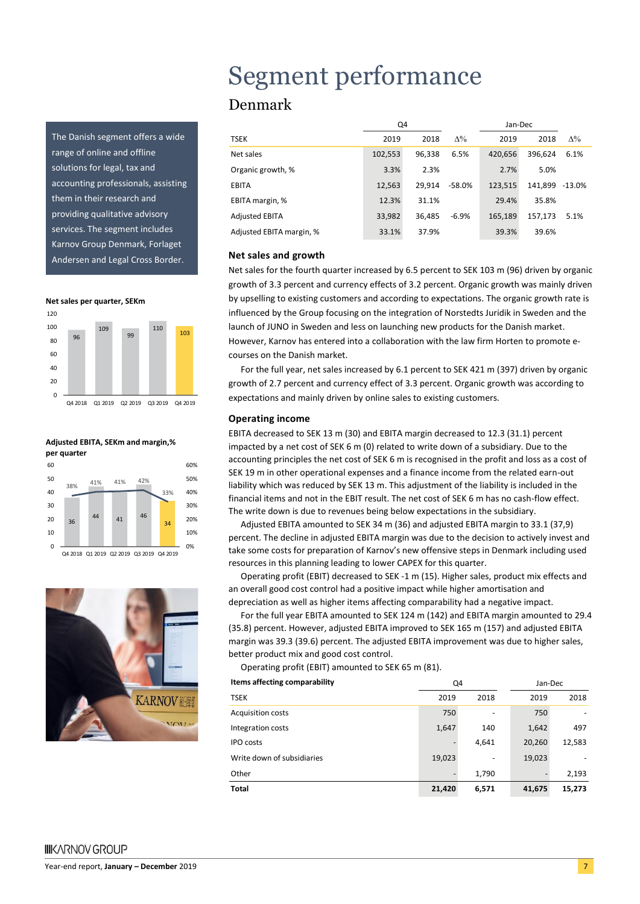# Segment performance

## Denmark

The Danish segment offers a wide range of online and offline solutions for legal, tax and accounting professionals, assisting them in their research and providing qualitative advisory services. The segment includes Karnov Group Denmark, Forlaget Andersen and Legal Cross Border.

| | Q4 | | | Jan-Dec | | |
|---|---|---|---|---|---|---|
| TSEK | 2019 | 2018 | Δ% | 2019 | 2018 | Δ% |
| Net sales | 102,553 | 96,338 | 6.5% | 420,656 | 396,624 | 6.1% |
| Organic growth, % | 3.3% | 2.3% | | 2.7% | 5.0% | |
| EBITA | 12,563 | 29,914 | -58.0% | 123,515 | 141,899 | -13.0% |
| EBITA margin, % | 12.3% | 31.1% | | 29.4% | 35.8% | |
| Adjusted EBITA | 33,982 | 36,485 | -6.9% | 165,189 | 157,173 | 5.1% |
| Adjusted EBITA margin, % | 33.1% | 37.9% | | 39.3% | 39.6% | |

**Net sales per quarter, SEKm**

| Q4 2018 | Q1 2019 | Q2 2019 | Q3 2019 | Q4 2019 |
|---|---|---|---|---|
| 96 | 109 | 99 | 110 | 103 |

**Adjusted EBITA, SEKm and margin,% per quarter**

| | Q4 2018 | Q1 2019 | Q2 2019 | Q3 2019 | Q4 2019 |
|---|---|---|---|---|---|
| Adjusted EBITA, SEKm | 36 | 44 | 41 | 46 | 34 |
| Margin, % | 38% | 41% | 41% | 42% | 33% |

### Net sales and growth

Net sales for the fourth quarter increased by 6.5 percent to SEK 103 m (96) driven by organic growth of 3.3 percent and currency effects of 3.2 percent. Organic growth was mainly driven by upselling to existing customers and according to expectations. The organic growth rate is influenced by the Group focusing on the integration of Norstedts Juridik in Sweden and the launch of JUNO in Sweden and less on launching new products for the Danish market. However, Karnov has entered into a collaboration with the law firm Horten to promote e-courses on the Danish market.

For the full year, net sales increased by 6.1 percent to SEK 421 m (397) driven by organic growth of 2.7 percent and currency effect of 3.3 percent. Organic growth was according to expectations and mainly driven by online sales to existing customers.

### Operating income

EBITA decreased to SEK 13 m (30) and EBITA margin decreased to 12.3 (31.1) percent impacted by a net cost of SEK 6 m (0) related to write down of a subsidiary. Due to the accounting principles the net cost of SEK 6 m is recognised in the profit and loss as a cost of SEK 19 m in other operational expenses and a finance income from the related earn-out liability which was reduced by SEK 13 m. This adjustment of the liability is included in the financial items and not in the EBIT result. The net cost of SEK 6 m has no cash-flow effect. The write down is due to revenues being below expectations in the subsidiary.

Adjusted EBITA amounted to SEK 34 m (36) and adjusted EBITA margin to 33.1 (37,9) percent. The decline in adjusted EBITA margin was due to the decision to actively invest and take some costs for preparation of Karnov's new offensive steps in Denmark including used resources in this planning leading to lower CAPEX for this quarter.

Operating profit (EBIT) decreased to SEK -1 m (15). Higher sales, product mix effects and an overall good cost control had a positive impact while higher amortisation and depreciation as well as higher items affecting comparability had a negative impact.

For the full year EBITA amounted to SEK 124 m (142) and EBITA margin amounted to 29.4 (35.8) percent. However, adjusted EBITA improved to SEK 165 m (157) and adjusted EBITA margin was 39.3 (39.6) percent. The adjusted EBITA improvement was due to higher sales, better product mix and good cost control.

Operating profit (EBIT) amounted to SEK 65 m (81).

| **Items affecting comparability** | Q4 | | Jan-Dec | |
|---|---|---|---|---|
| TSEK | 2019 | 2018 | 2019 | 2018 |
| Acquisition costs | 750 | - | 750 | - |
| Integration costs | 1,647 | 140 | 1,642 | 497 |
| IPO costs | - | 4,641 | 20,260 | 12,583 |
| Write down of subsidiaries | 19,023 | - | 19,023 | - |
| Other | - | 1,790 | - | 2,193 |
| **Total** | **21,420** | **6,571** | **41,675** | **15,273** |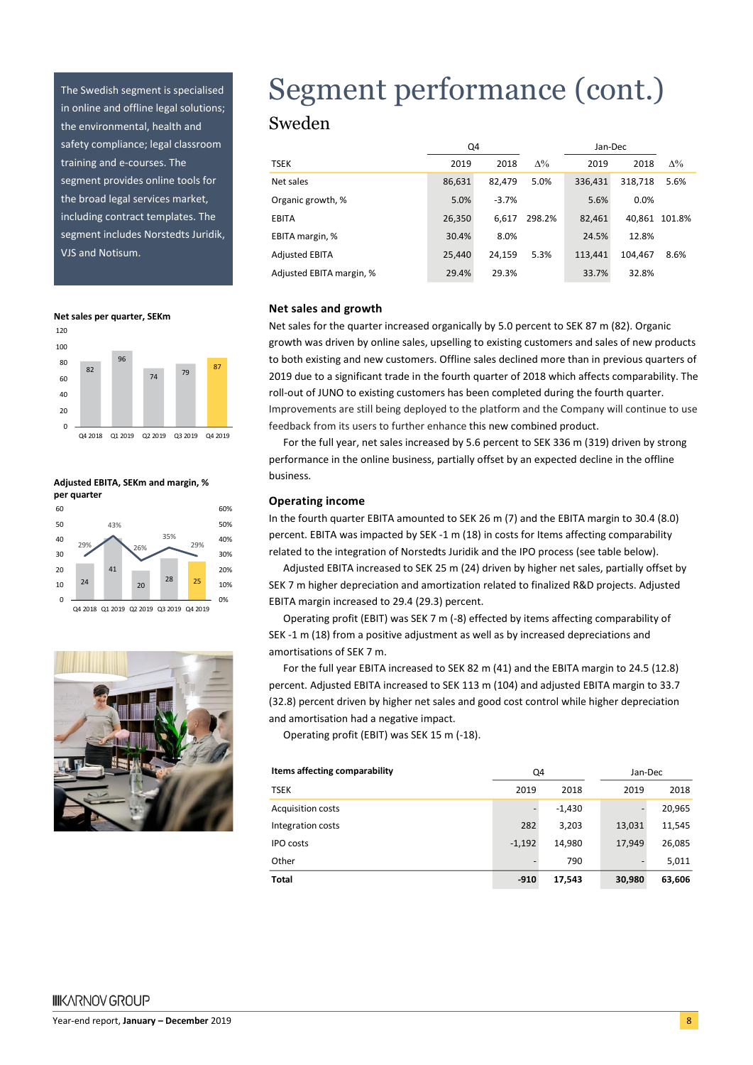The Swedish segment is specialised in online and offline legal solutions; the environmental, health and safety compliance; legal classroom training and e-courses. The segment provides online tools for the broad legal services market, including contract templates. The segment includes Norstedts Juridik, VJS and Notisum.

# Segment performance (cont.)

## Sweden

| | Q4 | | | Jan-Dec | | |
|---|---|---|---|---|---|---|
| TSEK | 2019 | 2018 | Δ% | 2019 | 2018 | Δ% |
| Net sales | 86,631 | 82,479 | 5.0% | 336,431 | 318,718 | 5.6% |
| Organic growth, % | 5.0% | -3.7% | | 5.6% | 0.0% | |
| EBITA | 26,350 | 6,617 | 298.2% | 82,461 | 40,861 | 101.8% |
| EBITA margin, % | 30.4% | 8.0% | | 24.5% | 12.8% | |
| Adjusted EBITA | 25,440 | 24,159 | 5.3% | 113,441 | 104,467 | 8.6% |
| Adjusted EBITA margin, % | 29.4% | 29.3% | | 33.7% | 32.8% | |

**Net sales per quarter, SEKm**

| Q4 2018 | Q1 2019 | Q2 2019 | Q3 2019 | Q4 2019 |
|---|---|---|---|---|
| 82 | 96 | 74 | 79 | 87 |

**Adjusted EBITA, SEKm and margin, % per quarter**

| | Q4 2018 | Q1 2019 | Q2 2019 | Q3 2019 | Q4 2019 |
|---|---|---|---|---|---|
| Adjusted EBITA, SEKm | 24 | 41 | 20 | 28 | 25 |
| Margin, % | 29% | 43% | 26% | 35% | 29% |

### Net sales and growth

Net sales for the quarter increased organically by 5.0 percent to SEK 87 m (82). Organic growth was driven by online sales, upselling to existing customers and sales of new products to both existing and new customers. Offline sales declined more than in previous quarters of 2019 due to a significant trade in the fourth quarter of 2018 which affects comparability. The roll-out of JUNO to existing customers has been completed during the fourth quarter. Improvements are still being deployed to the platform and the Company will continue to use feedback from its users to further enhance this new combined product.

For the full year, net sales increased by 5.6 percent to SEK 336 m (319) driven by strong performance in the online business, partially offset by an expected decline in the offline business.

### Operating income

In the fourth quarter EBITA amounted to SEK 26 m (7) and the EBITA margin to 30.4 (8.0) percent. EBITA was impacted by SEK -1 m (18) in costs for Items affecting comparability related to the integration of Norstedts Juridik and the IPO process (see table below).

Adjusted EBITA increased to SEK 25 m (24) driven by higher net sales, partially offset by SEK 7 m higher depreciation and amortization related to finalized R&D projects. Adjusted EBITA margin increased to 29.4 (29.3) percent.

Operating profit (EBIT) was SEK 7 m (-8) effected by items affecting comparability of SEK -1 m (18) from a positive adjustment as well as by increased depreciations and amortisations of SEK 7 m.

For the full year EBITA increased to SEK 82 m (41) and the EBITA margin to 24.5 (12.8) percent. Adjusted EBITA increased to SEK 113 m (104) and adjusted EBITA margin to 33.7 (32.8) percent driven by higher net sales and good cost control while higher depreciation and amortisation had a negative impact.

Operating profit (EBIT) was SEK 15 m (-18).

| **Items affecting comparability** | Q4 | | Jan-Dec | |
|---|---|---|---|---|
| TSEK | 2019 | 2018 | 2019 | 2018 |
| Acquisition costs | - | -1,430 | - | 20,965 |
| Integration costs | 282 | 3,203 | 13,031 | 11,545 |
| IPO costs | -1,192 | 14,980 | 17,949 | 26,085 |
| Other | - | 790 | - | 5,011 |
| **Total** | **-910** | **17,543** | **30,980** | **63,606** |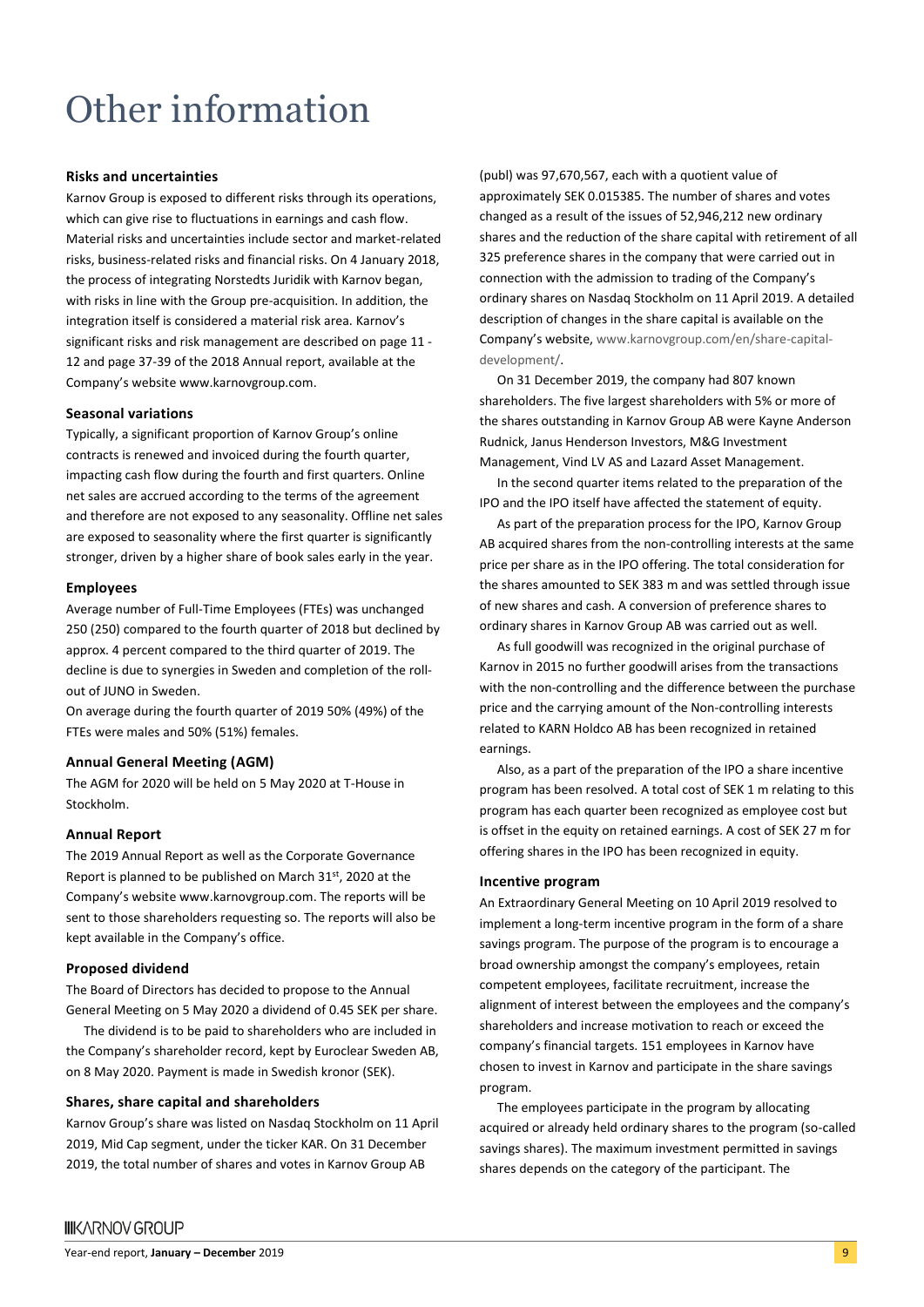# Other information

### Risks and uncertainties

Karnov Group is exposed to different risks through its operations, which can give rise to fluctuations in earnings and cash flow. Material risks and uncertainties include sector and market-related risks, business-related risks and financial risks. On 4 January 2018, the process of integrating Norstedts Juridik with Karnov began, with risks in line with the Group pre-acquisition. In addition, the integration itself is considered a material risk area. Karnov's significant risks and risk management are described on page 11 - 12 and page 37-39 of the 2018 Annual report, available at the Company's website www.karnovgroup.com.

### Seasonal variations

Typically, a significant proportion of Karnov Group's online contracts is renewed and invoiced during the fourth quarter, impacting cash flow during the fourth and first quarters. Online net sales are accrued according to the terms of the agreement and therefore are not exposed to any seasonality. Offline net sales are exposed to seasonality where the first quarter is significantly stronger, driven by a higher share of book sales early in the year.

### Employees

Average number of Full-Time Employees (FTEs) was unchanged 250 (250) compared to the fourth quarter of 2018 but declined by approx. 4 percent compared to the third quarter of 2019. The decline is due to synergies in Sweden and completion of the roll-out of JUNO in Sweden.

On average during the fourth quarter of 2019 50% (49%) of the FTEs were males and 50% (51%) females.

### Annual General Meeting (AGM)

The AGM for 2020 will be held on 5 May 2020 at T-House in Stockholm.

### Annual Report

The 2019 Annual Report as well as the Corporate Governance Report is planned to be published on March 31st, 2020 at the Company's website www.karnovgroup.com. The reports will be sent to those shareholders requesting so. The reports will also be kept available in the Company's office.

### Proposed dividend

The Board of Directors has decided to propose to the Annual General Meeting on 5 May 2020 a dividend of 0.45 SEK per share.

The dividend is to be paid to shareholders who are included in the Company's shareholder record, kept by Euroclear Sweden AB, on 8 May 2020. Payment is made in Swedish kronor (SEK).

### Shares, share capital and shareholders

Karnov Group's share was listed on Nasdaq Stockholm on 11 April 2019, Mid Cap segment, under the ticker KAR. On 31 December 2019, the total number of shares and votes in Karnov Group AB (publ) was 97,670,567, each with a quotient value of approximately SEK 0.015385. The number of shares and votes changed as a result of the issues of 52,946,212 new ordinary shares and the reduction of the share capital with retirement of all 325 preference shares in the company that were carried out in connection with the admission to trading of the Company's ordinary shares on Nasdaq Stockholm on 11 April 2019. A detailed description of changes in the share capital is available on the Company's website, www.karnovgroup.com/en/share-capital-development/.

On 31 December 2019, the company had 807 known shareholders. The five largest shareholders with 5% or more of the shares outstanding in Karnov Group AB were Kayne Anderson Rudnick, Janus Henderson Investors, M&G Investment Management, Vind LV AS and Lazard Asset Management.

In the second quarter items related to the preparation of the IPO and the IPO itself have affected the statement of equity.

As part of the preparation process for the IPO, Karnov Group AB acquired shares from the non-controlling interests at the same price per share as in the IPO offering. The total consideration for the shares amounted to SEK 383 m and was settled through issue of new shares and cash. A conversion of preference shares to ordinary shares in Karnov Group AB was carried out as well.

As full goodwill was recognized in the original purchase of Karnov in 2015 no further goodwill arises from the transactions with the non-controlling and the difference between the purchase price and the carrying amount of the Non-controlling interests related to KARN Holdco AB has been recognized in retained earnings.

Also, as a part of the preparation of the IPO a share incentive program has been resolved. A total cost of SEK 1 m relating to this program has each quarter been recognized as employee cost but is offset in the equity on retained earnings. A cost of SEK 27 m for offering shares in the IPO has been recognized in equity.

### Incentive program

An Extraordinary General Meeting on 10 April 2019 resolved to implement a long-term incentive program in the form of a share savings program. The purpose of the program is to encourage a broad ownership amongst the company's employees, retain competent employees, facilitate recruitment, increase the alignment of interest between the employees and the company's shareholders and increase motivation to reach or exceed the company's financial targets. 151 employees in Karnov have chosen to invest in Karnov and participate in the share savings program.

The employees participate in the program by allocating acquired or already held ordinary shares to the program (so-called savings shares). The maximum investment permitted in savings shares depends on the category of the participant. The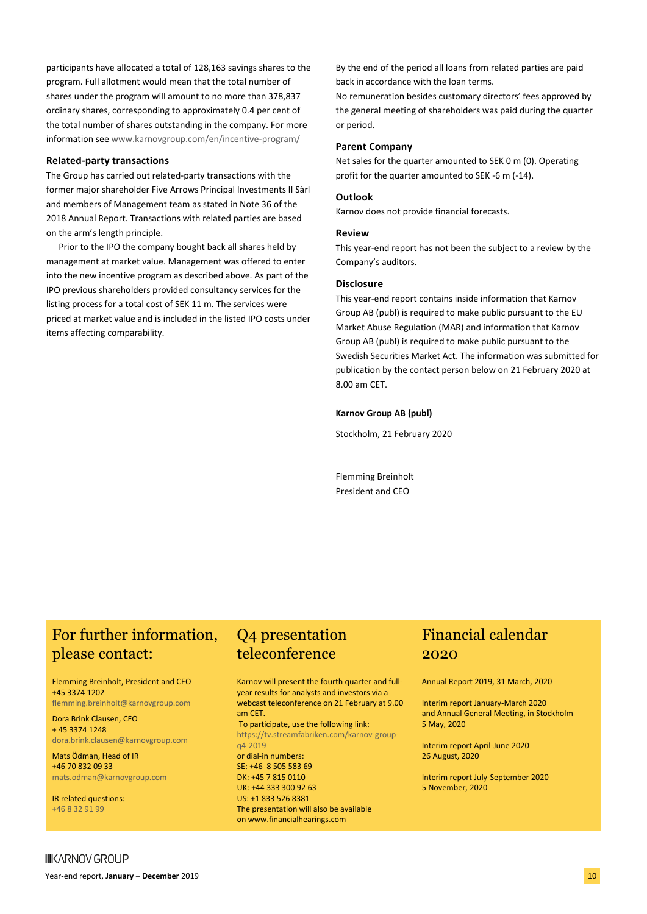participants have allocated a total of 128,163 savings shares to the program. Full allotment would mean that the total number of shares under the program will amount to no more than 378,837 ordinary shares, corresponding to approximately 0.4 per cent of the total number of shares outstanding in the company. For more information see www.karnovgroup.com/en/incentive-program/

### Related-party transactions

The Group has carried out related-party transactions with the former major shareholder Five Arrows Principal Investments II Sàrl and members of Management team as stated in Note 36 of the 2018 Annual Report. Transactions with related parties are based on the arm's length principle.

Prior to the IPO the company bought back all shares held by management at market value. Management was offered to enter into the new incentive program as described above. As part of the IPO previous shareholders provided consultancy services for the listing process for a total cost of SEK 11 m. The services were priced at market value and is included in the listed IPO costs under items affecting comparability.

By the end of the period all loans from related parties are paid back in accordance with the loan terms.

No remuneration besides customary directors' fees approved by the general meeting of shareholders was paid during the quarter or period.

### Parent Company

Net sales for the quarter amounted to SEK 0 m (0). Operating profit for the quarter amounted to SEK -6 m (-14).

### Outlook

Karnov does not provide financial forecasts.

### Review

This year-end report has not been the subject to a review by the Company's auditors.

### Disclosure

This year-end report contains inside information that Karnov Group AB (publ) is required to make public pursuant to the EU Market Abuse Regulation (MAR) and information that Karnov Group AB (publ) is required to make public pursuant to the Swedish Securities Market Act. The information was submitted for publication by the contact person below on 21 February 2020 at 8.00 am CET.

**Karnov Group AB (publ)**

Stockholm, 21 February 2020

Flemming Breinholt
President and CEO

## For further information, please contact:

Flemming Breinholt, President and CEO
+45 3374 1202
flemming.breinholt@karnovgroup.com

Dora Brink Clausen, CFO
+ 45 3374 1248
dora.brink.clausen@karnovgroup.com

Mats Ödman, Head of IR
+46 70 832 09 33
mats.odman@karnovgroup.com

IR related questions:
+46 8 32 91 99

## Q4 presentation teleconference

Karnov will present the fourth quarter and full-year results for analysts and investors via a webcast teleconference on 21 February at 9.00 am CET.

To participate, use the following link:
https://tv.streamfabriken.com/karnov-group-q4-2019
or dial-in numbers:
SE: +46 8 505 583 69
DK: +45 7 815 0110
UK: +44 333 300 92 63
US: +1 833 526 8381
The presentation will also be available on www.financialhearings.com

## Financial calendar 2020

Annual Report 2019, 31 March, 2020

Interim report January-March 2020
and Annual General Meeting, in Stockholm
5 May, 2020

Interim report April-June 2020
26 August, 2020

Interim report July-September 2020
5 November, 2020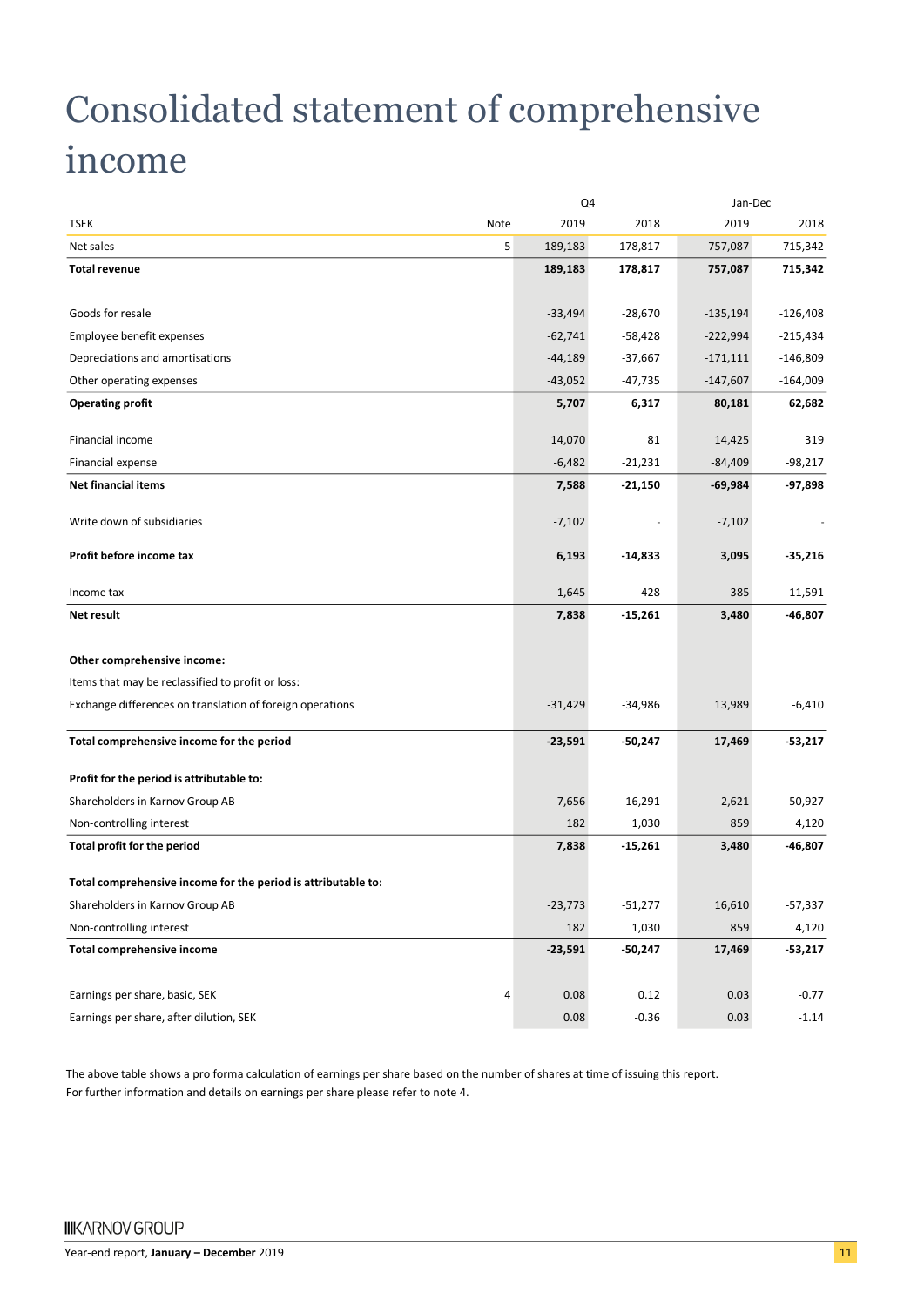# Consolidated statement of comprehensive income

| | | Q4 | | Jan-Dec | |
|---|---|---|---|---|---|
| TSEK | Note | 2019 | 2018 | 2019 | 2018 |
| Net sales | 5 | 189,183 | 178,817 | 757,087 | 715,342 |
| **Total revenue** | | **189,183** | **178,817** | **757,087** | **715,342** |
| | | | | | |
| Goods for resale | | -33,494 | -28,670 | -135,194 | -126,408 |
| Employee benefit expenses | | -62,741 | -58,428 | -222,994 | -215,434 |
| Depreciations and amortisations | | -44,189 | -37,667 | -171,111 | -146,809 |
| Other operating expenses | | -43,052 | -47,735 | -147,607 | -164,009 |
| **Operating profit** | | **5,707** | **6,317** | **80,181** | **62,682** |
| | | | | | |
| Financial income | | 14,070 | 81 | 14,425 | 319 |
| Financial expense | | -6,482 | -21,231 | -84,409 | -98,217 |
| **Net financial items** | | **7,588** | **-21,150** | **-69,984** | **-97,898** |
| | | | | | |
| Write down of subsidiaries | | -7,102 | - | -7,102 | - |
| | | | | | |
| **Profit before income tax** | | **6,193** | **-14,833** | **3,095** | **-35,216** |
| | | | | | |
| Income tax | | 1,645 | -428 | 385 | -11,591 |
| **Net result** | | **7,838** | **-15,261** | **3,480** | **-46,807** |
| | | | | | |
| **Other comprehensive income:** | | | | | |
| Items that may be reclassified to profit or loss: | | | | | |
| Exchange differences on translation of foreign operations | | -31,429 | -34,986 | 13,989 | -6,410 |
| | | | | | |
| **Total comprehensive income for the period** | | **-23,591** | **-50,247** | **17,469** | **-53,217** |
| | | | | | |
| **Profit for the period is attributable to:** | | | | | |
| Shareholders in Karnov Group AB | | 7,656 | -16,291 | 2,621 | -50,927 |
| Non-controlling interest | | 182 | 1,030 | 859 | 4,120 |
| **Total profit for the period** | | **7,838** | **-15,261** | **3,480** | **-46,807** |
| | | | | | |
| **Total comprehensive income for the period is attributable to:** | | | | | |
| Shareholders in Karnov Group AB | | -23,773 | -51,277 | 16,610 | -57,337 |
| Non-controlling interest | | 182 | 1,030 | 859 | 4,120 |
| **Total comprehensive income** | | **-23,591** | **-50,247** | **17,469** | **-53,217** |
| | | | | | |
| Earnings per share, basic, SEK | 4 | 0.08 | 0.12 | 0.03 | -0.77 |
| Earnings per share, after dilution, SEK | | 0.08 | -0.36 | 0.03 | -1.14 |

The above table shows a pro forma calculation of earnings per share based on the number of shares at time of issuing this report.
For further information and details on earnings per share please refer to note 4.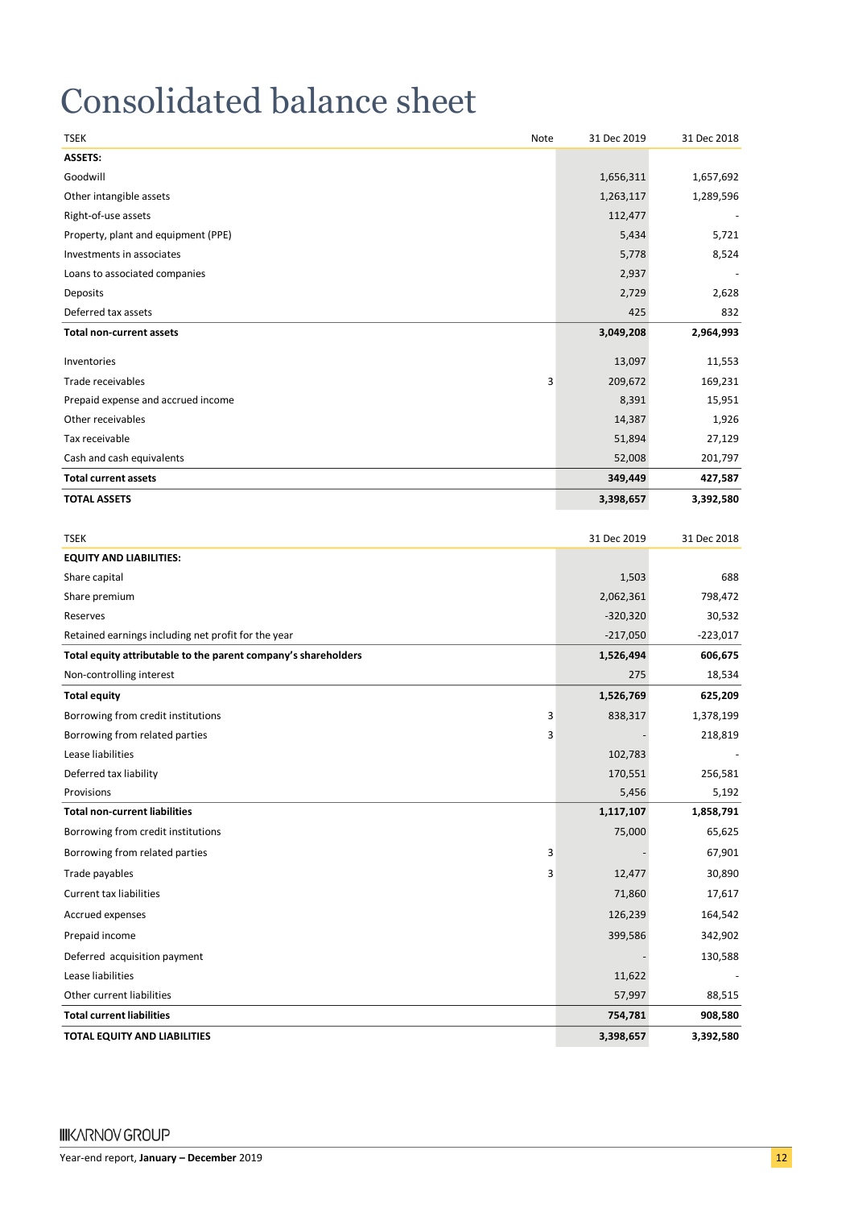# Consolidated balance sheet

| TSEK | Note | 31 Dec 2019 | 31 Dec 2018 |
|---|---|---|---|
| **ASSETS:** | | | |
| Goodwill | | 1,656,311 | 1,657,692 |
| Other intangible assets | | 1,263,117 | 1,289,596 |
| Right-of-use assets | | 112,477 | - |
| Property, plant and equipment (PPE) | | 5,434 | 5,721 |
| Investments in associates | | 5,778 | 8,524 |
| Loans to associated companies | | 2,937 | - |
| Deposits | | 2,729 | 2,628 |
| Deferred tax assets | | 425 | 832 |
| **Total non-current assets** | | **3,049,208** | **2,964,993** |
| Inventories | | 13,097 | 11,553 |
| Trade receivables | 3 | 209,672 | 169,231 |
| Prepaid expense and accrued income | | 8,391 | 15,951 |
| Other receivables | | 14,387 | 1,926 |
| Tax receivable | | 51,894 | 27,129 |
| Cash and cash equivalents | | 52,008 | 201,797 |
| **Total current assets** | | **349,449** | **427,587** |
| **TOTAL ASSETS** | | **3,398,657** | **3,392,580** |

| TSEK | Note | 31 Dec 2019 | 31 Dec 2018 |
|---|---|---|---|
| **EQUITY AND LIABILITIES:** | | | |
| Share capital | | 1,503 | 688 |
| Share premium | | 2,062,361 | 798,472 |
| Reserves | | -320,320 | 30,532 |
| Retained earnings including net profit for the year | | -217,050 | -223,017 |
| **Total equity attributable to the parent company's shareholders** | | **1,526,494** | **606,675** |
| Non-controlling interest | | 275 | 18,534 |
| **Total equity** | | **1,526,769** | **625,209** |
| Borrowing from credit institutions | 3 | 838,317 | 1,378,199 |
| Borrowing from related parties | 3 | - | 218,819 |
| Lease liabilities | | 102,783 | - |
| Deferred tax liability | | 170,551 | 256,581 |
| Provisions | | 5,456 | 5,192 |
| **Total non-current liabilities** | | **1,117,107** | **1,858,791** |
| Borrowing from credit institutions | | 75,000 | 65,625 |
| Borrowing from related parties | 3 | - | 67,901 |
| Trade payables | 3 | 12,477 | 30,890 |
| Current tax liabilities | | 71,860 | 17,617 |
| Accrued expenses | | 126,239 | 164,542 |
| Prepaid income | | 399,586 | 342,902 |
| Deferred acquisition payment | | - | 130,588 |
| Lease liabilities | | 11,622 | - |
| Other current liabilities | | 57,997 | 88,515 |
| **Total current liabilities** | | **754,781** | **908,580** |
| **TOTAL EQUITY AND LIABILITIES** | | **3,398,657** | **3,392,580** |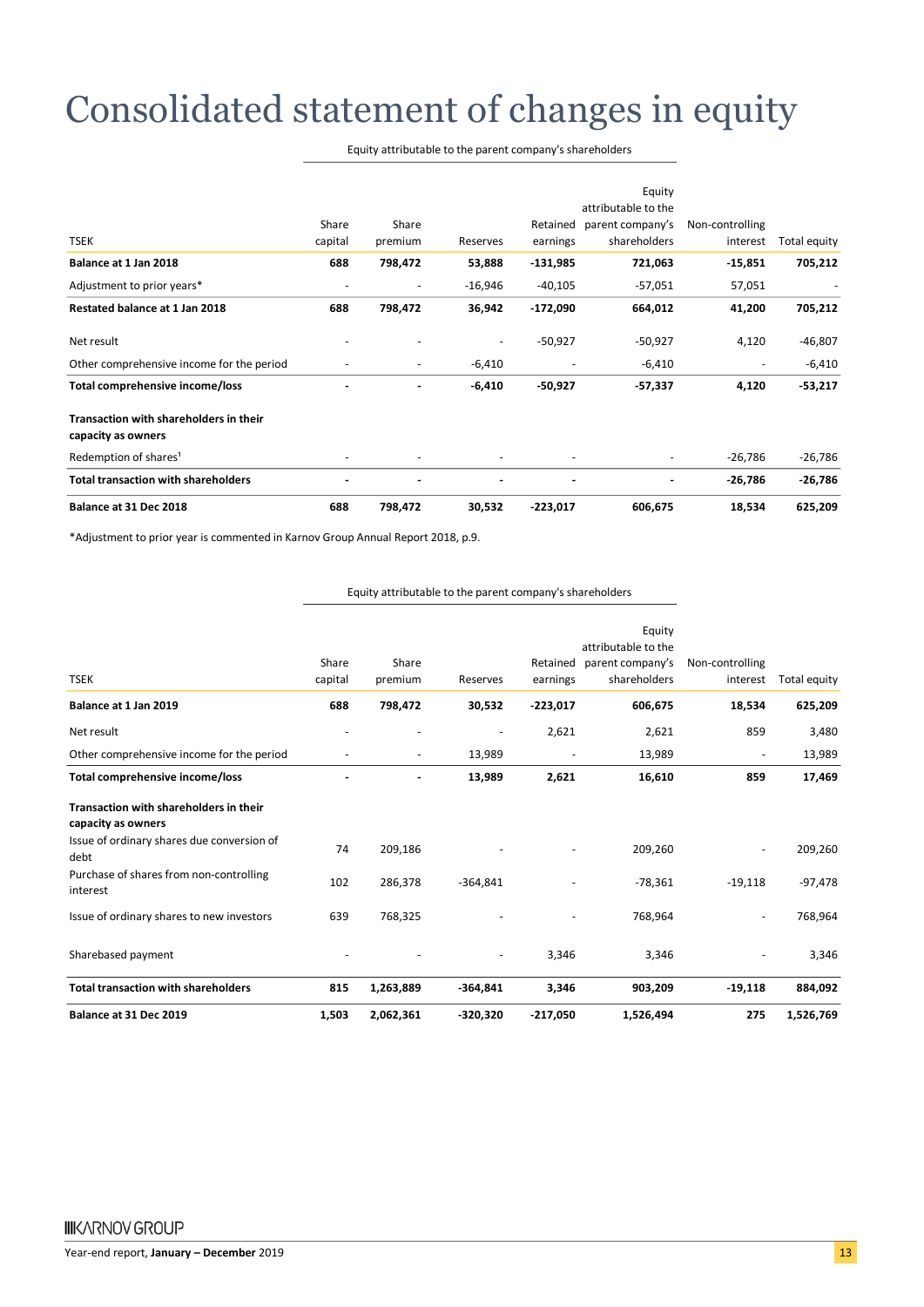# Consolidated statement of changes in equity

| TSEK | Equity attributable to the parent company's shareholders | | | | | | |
|---|---|---|---|---|---|---|---|
| | Share capital | Share premium | Reserves | Retained earnings | Equity attributable to the parent company's shareholders | Non-controlling interest | Total equity |
| **Balance at 1 Jan 2018** | **688** | **798,472** | **53,888** | **-131,985** | **721,063** | **-15,851** | **705,212** |
| Adjustment to prior years* | - | - | -16,946 | -40,105 | -57,051 | 57,051 | - |
| **Restated balance at 1 Jan 2018** | **688** | **798,472** | **36,942** | **-172,090** | **664,012** | **41,200** | **705,212** |
| Net result | - | - | - | -50,927 | -50,927 | 4,120 | -46,807 |
| Other comprehensive income for the period | - | - | -6,410 | - | -6,410 | - | -6,410 |
| **Total comprehensive income/loss** | **-** | **-** | **-6,410** | **-50,927** | **-57,337** | **4,120** | **-53,217** |
| **Transaction with shareholders in their capacity as owners** | | | | | | | |
| Redemption of shares[1] | - | - | - | - | - | -26,786 | -26,786 |
| **Total transaction with shareholders** | **-** | **-** | **-** | **-** | **-** | **-26,786** | **-26,786** |
| **Balance at 31 Dec 2018** | **688** | **798,472** | **30,532** | **-223,017** | **606,675** | **18,534** | **625,209** |

*Adjustment to prior year is commented in Karnov Group Annual Report 2018, p.9.

| TSEK | Equity attributable to the parent company's shareholders | | | | | | |
|---|---|---|---|---|---|---|---|
| | Share capital | Share premium | Reserves | Retained earnings | Equity attributable to the parent company's shareholders | Non-controlling interest | Total equity |
| **Balance at 1 Jan 2019** | **688** | **798,472** | **30,532** | **-223,017** | **606,675** | **18,534** | **625,209** |
| Net result | - | - | - | 2,621 | 2,621 | 859 | 3,480 |
| Other comprehensive income for the period | - | - | 13,989 | - | 13,989 | - | 13,989 |
| **Total comprehensive income/loss** | **-** | **-** | **13,989** | **2,621** | **16,610** | **859** | **17,469** |
| **Transaction with shareholders in their capacity as owners** | | | | | | | |
| Issue of ordinary shares due conversion of debt | 74 | 209,186 | - | - | 209,260 | - | 209,260 |
| Purchase of shares from non-controlling interest | 102 | 286,378 | -364,841 | - | -78,361 | -19,118 | -97,478 |
| Issue of ordinary shares to new investors | 639 | 768,325 | - | - | 768,964 | - | 768,964 |
| Sharebased payment | - | - | - | 3,346 | 3,346 | - | 3,346 |
| **Total transaction with shareholders** | **815** | **1,263,889** | **-364,841** | **3,346** | **903,209** | **-19,118** | **884,092** |
| **Balance at 31 Dec 2019** | **1,503** | **2,062,361** | **-320,320** | **-217,050** | **1,526,494** | **275** | **1,526,769** |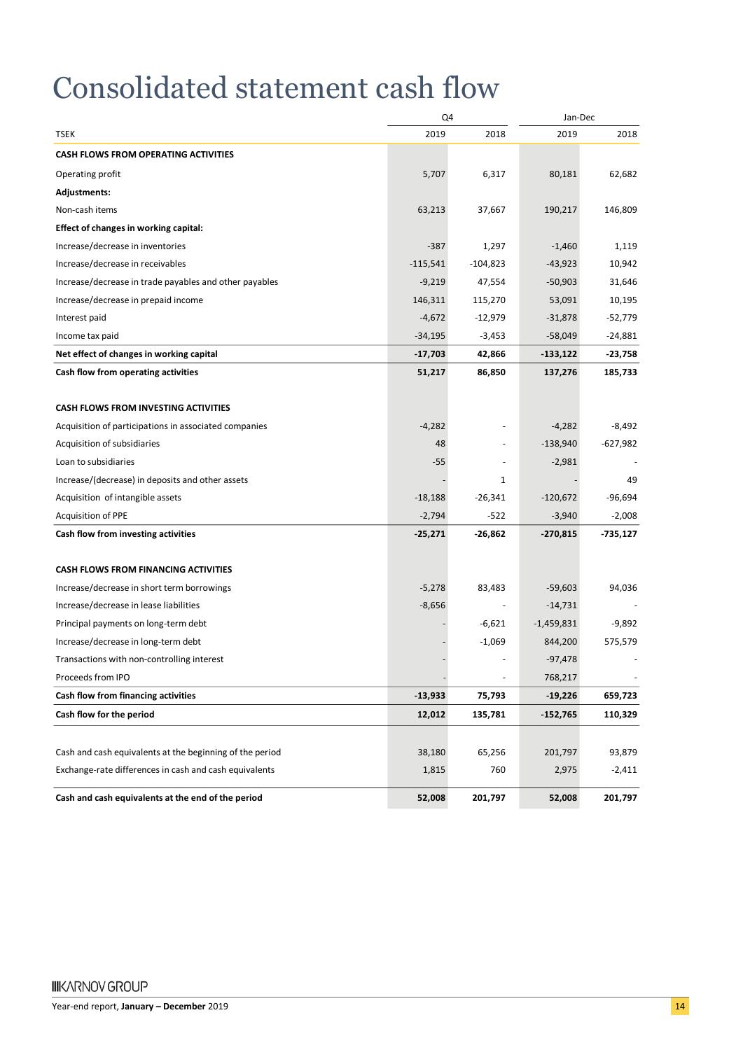# Consolidated statement cash flow

| | Q4 | | Jan-Dec | |
|---|---|---|---|---|
| TSEK | 2019 | 2018 | 2019 | 2018 |
| **CASH FLOWS FROM OPERATING ACTIVITIES** | | | | |
| Operating profit | 5,707 | 6,317 | 80,181 | 62,682 |
| **Adjustments:** | | | | |
| Non-cash items | 63,213 | 37,667 | 190,217 | 146,809 |
| **Effect of changes in working capital:** | | | | |
| Increase/decrease in inventories | -387 | 1,297 | -1,460 | 1,119 |
| Increase/decrease in receivables | -115,541 | -104,823 | -43,923 | 10,942 |
| Increase/decrease in trade payables and other payables | -9,219 | 47,554 | -50,903 | 31,646 |
| Increase/decrease in prepaid income | 146,311 | 115,270 | 53,091 | 10,195 |
| Interest paid | -4,672 | -12,979 | -31,878 | -52,779 |
| Income tax paid | -34,195 | -3,453 | -58,049 | -24,881 |
| **Net effect of changes in working capital** | **-17,703** | **42,866** | **-133,122** | **-23,758** |
| **Cash flow from operating activities** | **51,217** | **86,850** | **137,276** | **185,733** |
| | | | | |
| **CASH FLOWS FROM INVESTING ACTIVITIES** | | | | |
| Acquisition of participations in associated companies | -4,282 | - | -4,282 | -8,492 |
| Acquisition of subsidiaries | 48 | - | -138,940 | -627,982 |
| Loan to subsidiaries | -55 | - | -2,981 | - |
| Increase/(decrease) in deposits and other assets | - | 1 | - | 49 |
| Acquisition of intangible assets | -18,188 | -26,341 | -120,672 | -96,694 |
| Acquisition of PPE | -2,794 | -522 | -3,940 | -2,008 |
| **Cash flow from investing activities** | **-25,271** | **-26,862** | **-270,815** | **-735,127** |
| | | | | |
| **CASH FLOWS FROM FINANCING ACTIVITIES** | | | | |
| Increase/decrease in short term borrowings | -5,278 | 83,483 | -59,603 | 94,036 |
| Increase/decrease in lease liabilities | -8,656 | - | -14,731 | - |
| Principal payments on long-term debt | - | -6,621 | -1,459,831 | -9,892 |
| Increase/decrease in long-term debt | - | -1,069 | 844,200 | 575,579 |
| Transactions with non-controlling interest | - | - | -97,478 | - |
| Proceeds from IPO | - | - | 768,217 | - |
| **Cash flow from financing activities** | **-13,933** | **75,793** | **-19,226** | **659,723** |
| **Cash flow for the period** | **12,012** | **135,781** | **-152,765** | **110,329** |
| | | | | |
| Cash and cash equivalents at the beginning of the period | 38,180 | 65,256 | 201,797 | 93,879 |
| Exchange-rate differences in cash and cash equivalents | 1,815 | 760 | 2,975 | -2,411 |
| **Cash and cash equivalents at the end of the period** | **52,008** | **201,797** | **52,008** | **201,797** |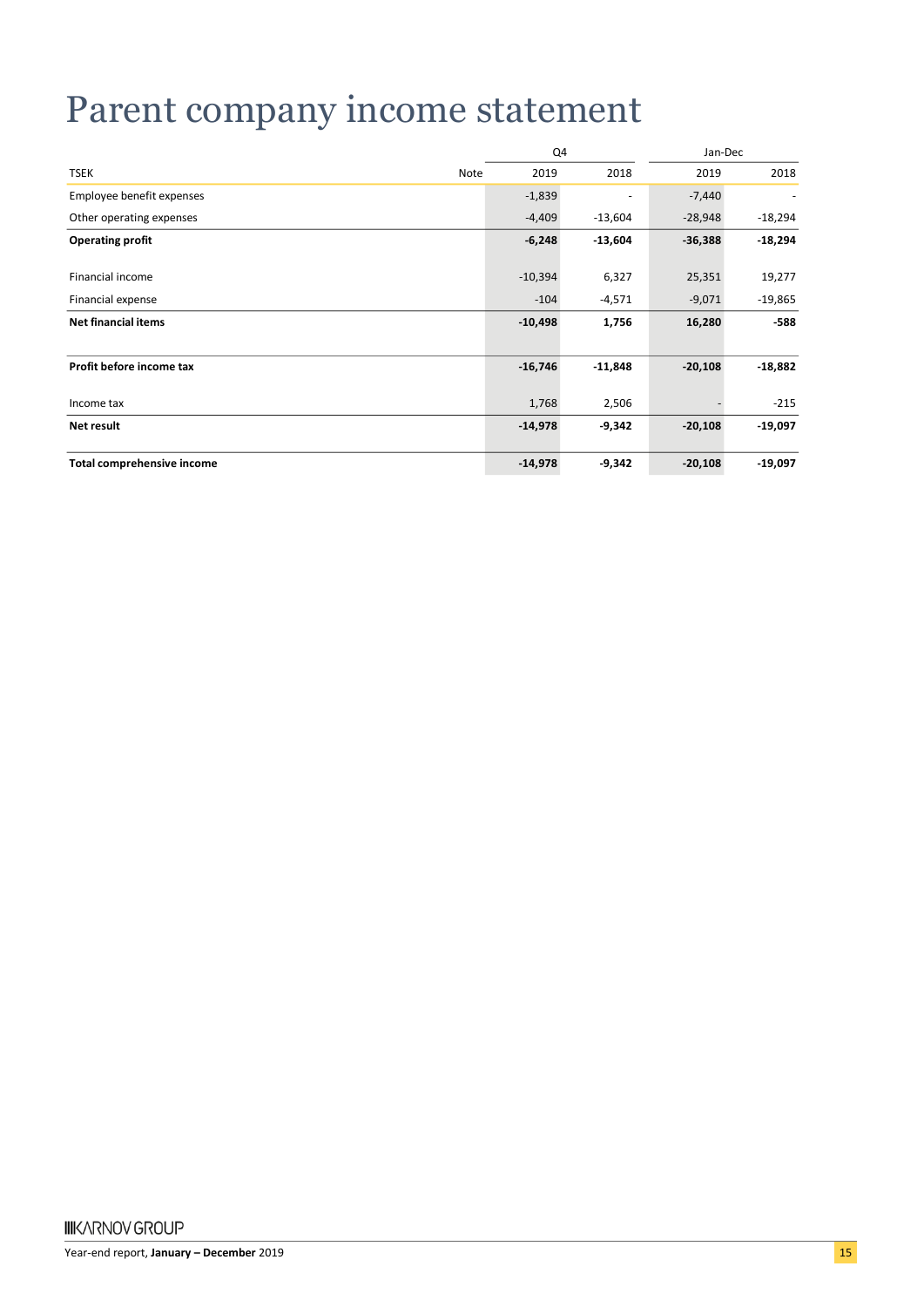# Parent company income statement

| | | Q4 | | Jan-Dec | |
|---|---|---|---|---|---|
| TSEK | Note | 2019 | 2018 | 2019 | 2018 |
| Employee benefit expenses | | -1,839 | - | -7,440 | - |
| Other operating expenses | | -4,409 | -13,604 | -28,948 | -18,294 |
| **Operating profit** | | **-6,248** | **-13,604** | **-36,388** | **-18,294** |
| Financial income | | -10,394 | 6,327 | 25,351 | 19,277 |
| Financial expense | | -104 | -4,571 | -9,071 | -19,865 |
| **Net financial items** | | **-10,498** | **1,756** | **16,280** | **-588** |
| **Profit before income tax** | | **-16,746** | **-11,848** | **-20,108** | **-18,882** |
| Income tax | | 1,768 | 2,506 | - | -215 |
| **Net result** | | **-14,978** | **-9,342** | **-20,108** | **-19,097** |
| **Total comprehensive income** | | **-14,978** | **-9,342** | **-20,108** | **-19,097** |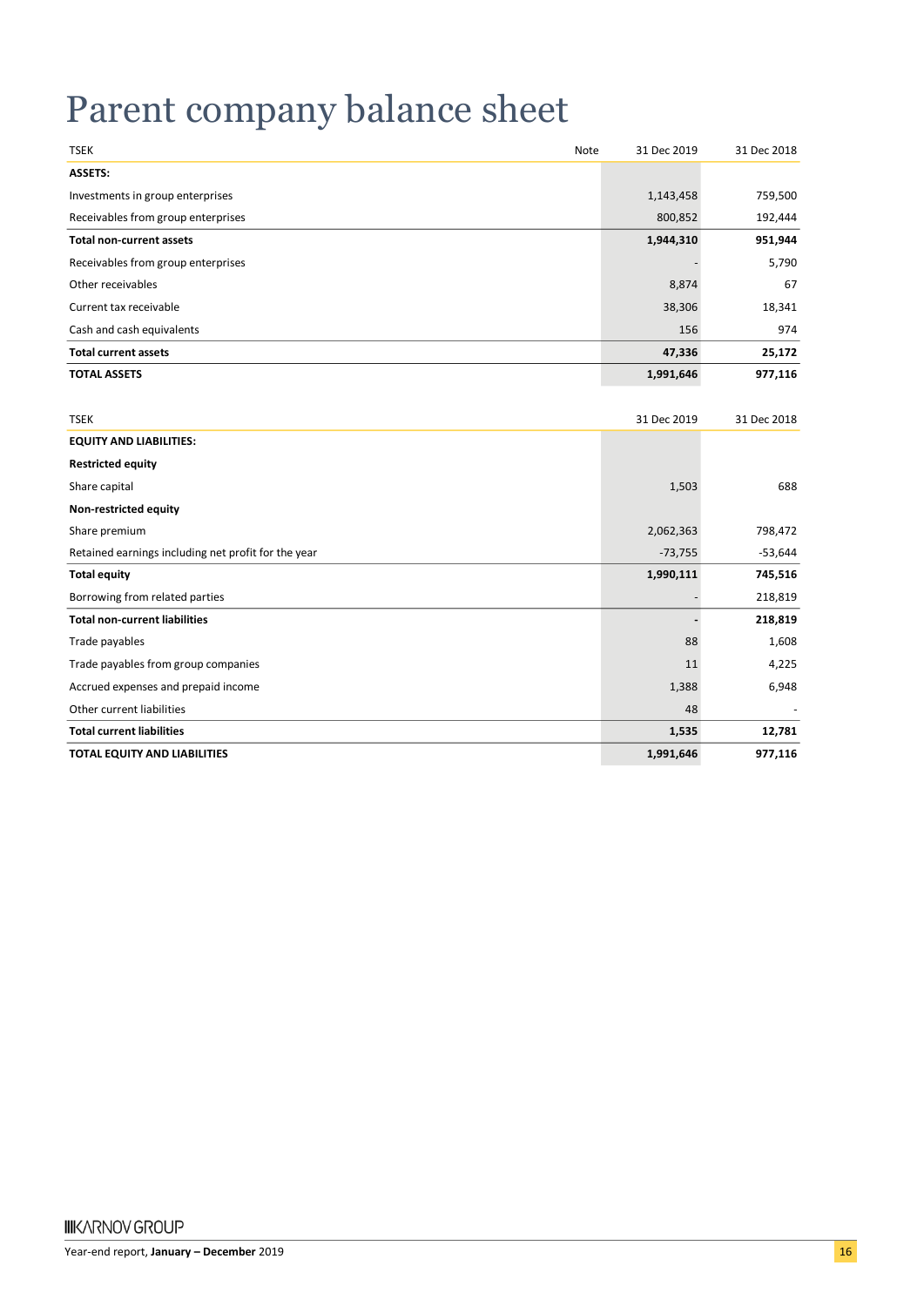# Parent company balance sheet

| TSEK | Note | 31 Dec 2019 | 31 Dec 2018 |
|---|---|---|---|
| **ASSETS:** | | | |
| Investments in group enterprises | | 1,143,458 | 759,500 |
| Receivables from group enterprises | | 800,852 | 192,444 |
| **Total non-current assets** | | **1,944,310** | **951,944** |
| Receivables from group enterprises | | - | 5,790 |
| Other receivables | | 8,874 | 67 |
| Current tax receivable | | 38,306 | 18,341 |
| Cash and cash equivalents | | 156 | 974 |
| **Total current assets** | | **47,336** | **25,172** |
| **TOTAL ASSETS** | | **1,991,646** | **977,116** |

| TSEK | 31 Dec 2019 | 31 Dec 2018 |
|---|---|---|
| **EQUITY AND LIABILITIES:** | | |
| **Restricted equity** | | |
| Share capital | 1,503 | 688 |
| **Non-restricted equity** | | |
| Share premium | 2,062,363 | 798,472 |
| Retained earnings including net profit for the year | -73,755 | -53,644 |
| **Total equity** | **1,990,111** | **745,516** |
| Borrowing from related parties | - | 218,819 |
| **Total non-current liabilities** | **-** | **218,819** |
| Trade payables | 88 | 1,608 |
| Trade payables from group companies | 11 | 4,225 |
| Accrued expenses and prepaid income | 1,388 | 6,948 |
| Other current liabilities | 48 | - |
| **Total current liabilities** | **1,535** | **12,781** |
| **TOTAL EQUITY AND LIABILITIES** | **1,991,646** | **977,116** |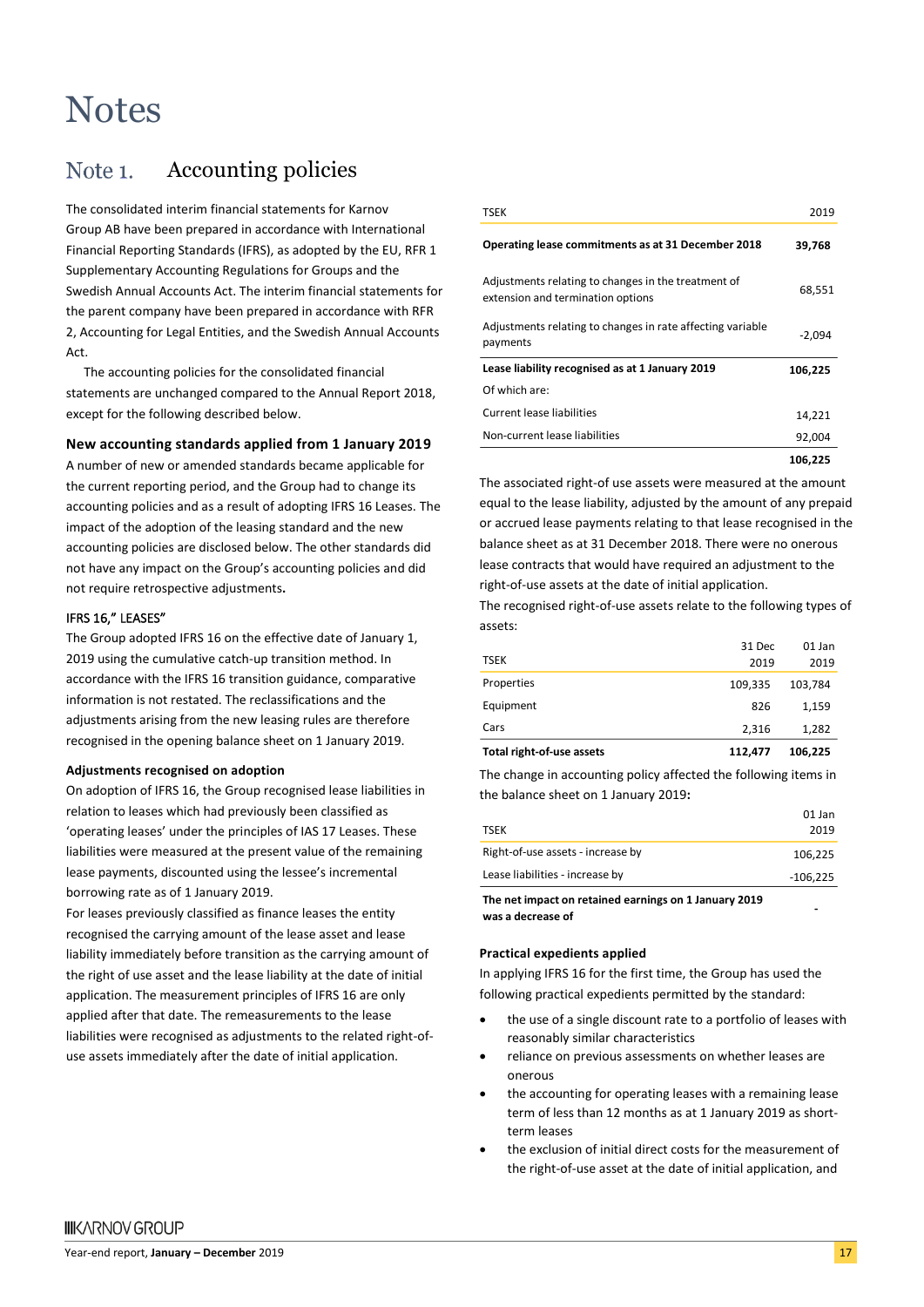# Notes

## Note 1. Accounting policies

The consolidated interim financial statements for Karnov Group AB have been prepared in accordance with International Financial Reporting Standards (IFRS), as adopted by the EU, RFR 1 Supplementary Accounting Regulations for Groups and the Swedish Annual Accounts Act. The interim financial statements for the parent company have been prepared in accordance with RFR 2, Accounting for Legal Entities, and the Swedish Annual Accounts Act.

The accounting policies for the consolidated financial statements are unchanged compared to the Annual Report 2018, except for the following described below.

### New accounting standards applied from 1 January 2019

A number of new or amended standards became applicable for the current reporting period, and the Group had to change its accounting policies and as a result of adopting IFRS 16 Leases. The impact of the adoption of the leasing standard and the new accounting policies are disclosed below. The other standards did not have any impact on the Group's accounting policies and did not require retrospective adjustments**.**

#### IFRS 16," LEASES"

The Group adopted IFRS 16 on the effective date of January 1, 2019 using the cumulative catch-up transition method. In accordance with the IFRS 16 transition guidance, comparative information is not restated. The reclassifications and the adjustments arising from the new leasing rules are therefore recognised in the opening balance sheet on 1 January 2019.

**Adjustments recognised on adoption**

On adoption of IFRS 16, the Group recognised lease liabilities in relation to leases which had previously been classified as 'operating leases' under the principles of IAS 17 Leases. These liabilities were measured at the present value of the remaining lease payments, discounted using the lessee's incremental borrowing rate as of 1 January 2019.

For leases previously classified as finance leases the entity recognised the carrying amount of the lease asset and lease liability immediately before transition as the carrying amount of the right of use asset and the lease liability at the date of initial application. The measurement principles of IFRS 16 are only applied after that date. The remeasurements to the lease liabilities were recognised as adjustments to the related right-of-use assets immediately after the date of initial application.

| TSEK | 2019 |
|---|---|
| **Operating lease commitments as at 31 December 2018** | **39,768** |
| Adjustments relating to changes in the treatment of extension and termination options | 68,551 |
| Adjustments relating to changes in rate affecting variable payments | -2,094 |
| **Lease liability recognised as at 1 January 2019** | **106,225** |
| Of which are: | |
| Current lease liabilities | 14,221 |
| Non-current lease liabilities | 92,004 |
| | **106,225** |

The associated right-of use assets were measured at the amount equal to the lease liability, adjusted by the amount of any prepaid or accrued lease payments relating to that lease recognised in the balance sheet as at 31 December 2018. There were no onerous lease contracts that would have required an adjustment to the right-of-use assets at the date of initial application.

The recognised right-of-use assets relate to the following types of assets:

| TSEK | 31 Dec 2019 | 01 Jan 2019 |
|---|---|---|
| Properties | 109,335 | 103,784 |
| Equipment | 826 | 1,159 |
| Cars | 2,316 | 1,282 |
| **Total right-of-use assets** | **112,477** | **106,225** |

The change in accounting policy affected the following items in the balance sheet on 1 January 2019**:**

| TSEK | 01 Jan 2019 |
|---|---|
| Right-of-use assets - increase by | 106,225 |
| Lease liabilities - increase by | -106,225 |
| **The net impact on retained earnings on 1 January 2019 was a decrease of** | - |

**Practical expedients applied**

In applying IFRS 16 for the first time, the Group has used the following practical expedients permitted by the standard:

- the use of a single discount rate to a portfolio of leases with reasonably similar characteristics
- reliance on previous assessments on whether leases are onerous
- the accounting for operating leases with a remaining lease term of less than 12 months as at 1 January 2019 as short-term leases
- the exclusion of initial direct costs for the measurement of the right-of-use asset at the date of initial application, and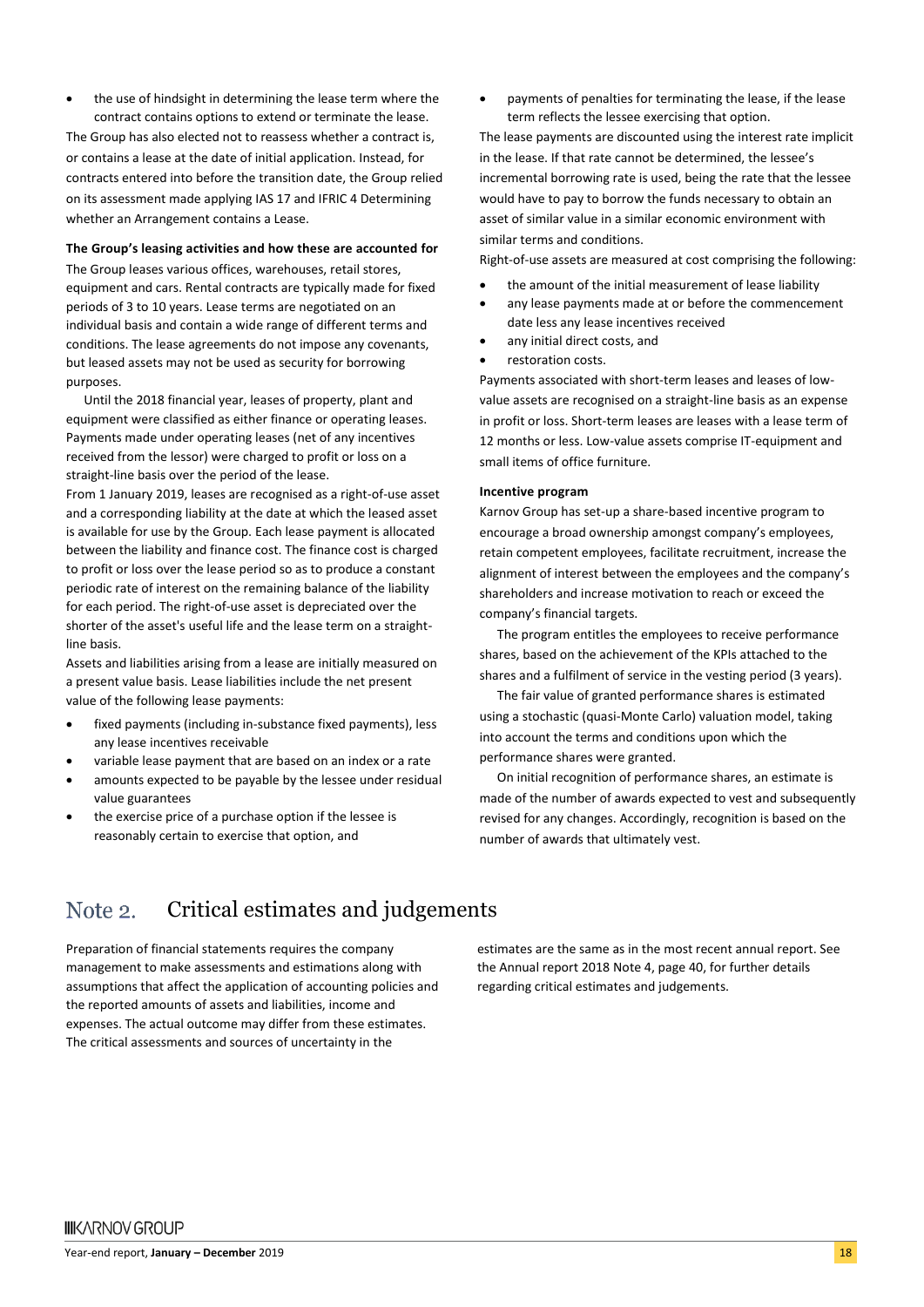- the use of hindsight in determining the lease term where the contract contains options to extend or terminate the lease.

The Group has also elected not to reassess whether a contract is, or contains a lease at the date of initial application. Instead, for contracts entered into before the transition date, the Group relied on its assessment made applying IAS 17 and IFRIC 4 Determining whether an Arrangement contains a Lease.

**The Group's leasing activities and how these are accounted for**

The Group leases various offices, warehouses, retail stores, equipment and cars. Rental contracts are typically made for fixed periods of 3 to 10 years. Lease terms are negotiated on an individual basis and contain a wide range of different terms and conditions. The lease agreements do not impose any covenants, but leased assets may not be used as security for borrowing purposes.

Until the 2018 financial year, leases of property, plant and equipment were classified as either finance or operating leases. Payments made under operating leases (net of any incentives received from the lessor) were charged to profit or loss on a straight-line basis over the period of the lease.

From 1 January 2019, leases are recognised as a right-of-use asset and a corresponding liability at the date at which the leased asset is available for use by the Group. Each lease payment is allocated between the liability and finance cost. The finance cost is charged to profit or loss over the lease period so as to produce a constant periodic rate of interest on the remaining balance of the liability for each period. The right-of-use asset is depreciated over the shorter of the asset's useful life and the lease term on a straight-line basis.

Assets and liabilities arising from a lease are initially measured on a present value basis. Lease liabilities include the net present value of the following lease payments:

- fixed payments (including in-substance fixed payments), less any lease incentives receivable
- variable lease payment that are based on an index or a rate
- amounts expected to be payable by the lessee under residual value guarantees
- the exercise price of a purchase option if the lessee is reasonably certain to exercise that option, and
- payments of penalties for terminating the lease, if the lease term reflects the lessee exercising that option.

The lease payments are discounted using the interest rate implicit in the lease. If that rate cannot be determined, the lessee's incremental borrowing rate is used, being the rate that the lessee would have to pay to borrow the funds necessary to obtain an asset of similar value in a similar economic environment with similar terms and conditions.

Right-of-use assets are measured at cost comprising the following:

- the amount of the initial measurement of lease liability
- any lease payments made at or before the commencement date less any lease incentives received
- any initial direct costs, and
- restoration costs.

Payments associated with short-term leases and leases of low-value assets are recognised on a straight-line basis as an expense in profit or loss. Short-term leases are leases with a lease term of 12 months or less. Low-value assets comprise IT-equipment and small items of office furniture.

**Incentive program**

Karnov Group has set-up a share-based incentive program to encourage a broad ownership amongst company's employees, retain competent employees, facilitate recruitment, increase the alignment of interest between the employees and the company's shareholders and increase motivation to reach or exceed the company's financial targets.

The program entitles the employees to receive performance shares, based on the achievement of the KPIs attached to the shares and a fulfilment of service in the vesting period (3 years).

The fair value of granted performance shares is estimated using a stochastic (quasi-Monte Carlo) valuation model, taking into account the terms and conditions upon which the performance shares were granted.

On initial recognition of performance shares, an estimate is made of the number of awards expected to vest and subsequently revised for any changes. Accordingly, recognition is based on the number of awards that ultimately vest.

## Note 2. Critical estimates and judgements

Preparation of financial statements requires the company management to make assessments and estimations along with assumptions that affect the application of accounting policies and the reported amounts of assets and liabilities, income and expenses. The actual outcome may differ from these estimates. The critical assessments and sources of uncertainty in the estimates are the same as in the most recent annual report. See the Annual report 2018 Note 4, page 40, for further details regarding critical estimates and judgements.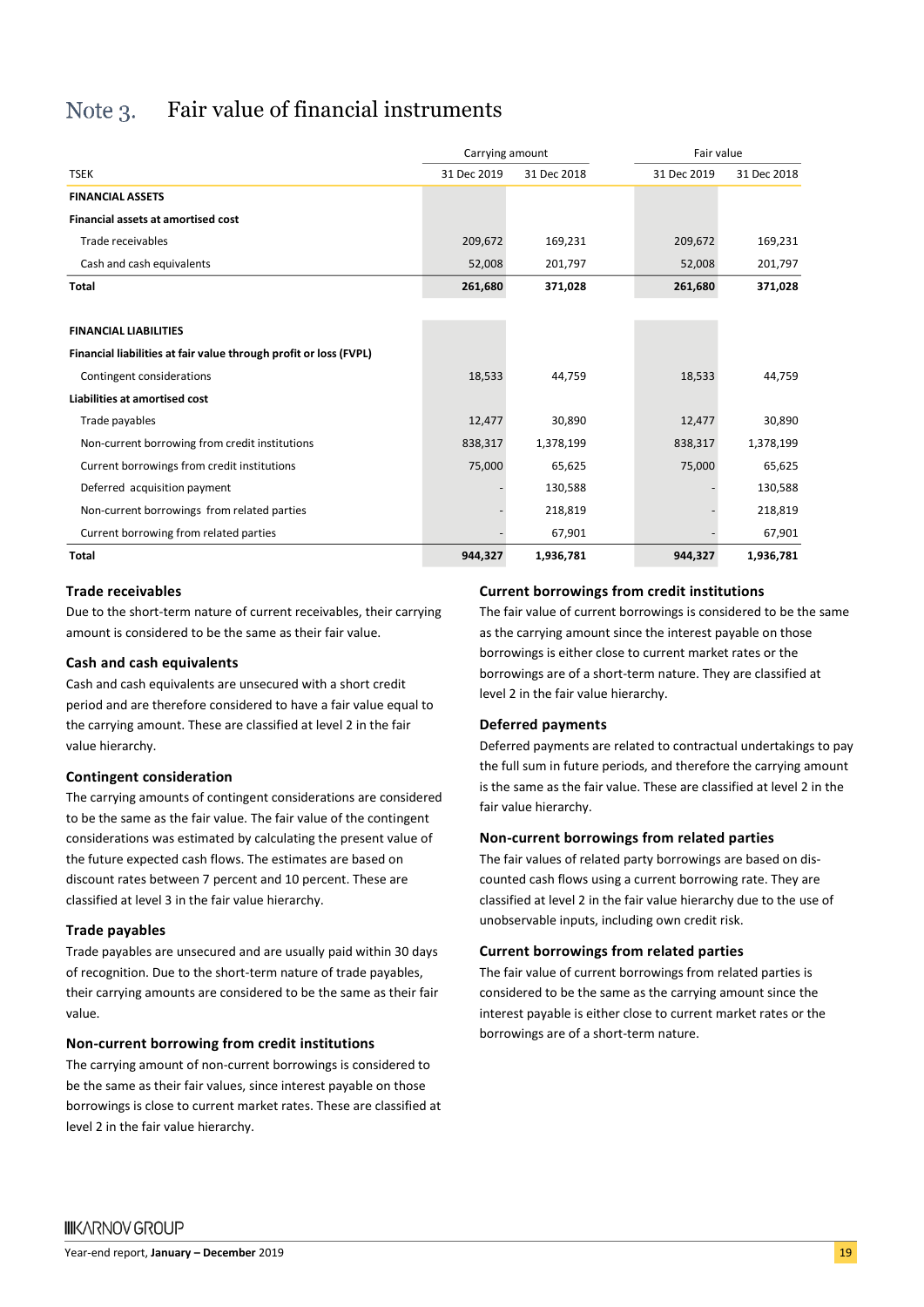# Note 3. Fair value of financial instruments

| TSEK | Carrying amount | | Fair value | |
|---|---|---|---|---|
| | 31 Dec 2019 | 31 Dec 2018 | 31 Dec 2019 | 31 Dec 2018 |
| **FINANCIAL ASSETS** | | | | |
| **Financial assets at amortised cost** | | | | |
| Trade receivables | 209,672 | 169,231 | 209,672 | 169,231 |
| Cash and cash equivalents | 52,008 | 201,797 | 52,008 | 201,797 |
| **Total** | **261,680** | **371,028** | **261,680** | **371,028** |
| | | | | |
| **FINANCIAL LIABILITIES** | | | | |
| **Financial liabilities at fair value through profit or loss (FVPL)** | | | | |
| Contingent considerations | 18,533 | 44,759 | 18,533 | 44,759 |
| **Liabilities at amortised cost** | | | | |
| Trade payables | 12,477 | 30,890 | 12,477 | 30,890 |
| Non-current borrowing from credit institutions | 838,317 | 1,378,199 | 838,317 | 1,378,199 |
| Current borrowings from credit institutions | 75,000 | 65,625 | 75,000 | 65,625 |
| Deferred acquisition payment | - | 130,588 | - | 130,588 |
| Non-current borrowings from related parties | - | 218,819 | - | 218,819 |
| Current borrowing from related parties | - | 67,901 | - | 67,901 |
| **Total** | **944,327** | **1,936,781** | **944,327** | **1,936,781** |

### Trade receivables

Due to the short-term nature of current receivables, their carrying amount is considered to be the same as their fair value.

### Cash and cash equivalents

Cash and cash equivalents are unsecured with a short credit period and are therefore considered to have a fair value equal to the carrying amount. These are classified at level 2 in the fair value hierarchy.

### Contingent consideration

The carrying amounts of contingent considerations are considered to be the same as the fair value. The fair value of the contingent considerations was estimated by calculating the present value of the future expected cash flows. The estimates are based on discount rates between 7 percent and 10 percent. These are classified at level 3 in the fair value hierarchy.

### Trade payables

Trade payables are unsecured and are usually paid within 30 days of recognition. Due to the short-term nature of trade payables, their carrying amounts are considered to be the same as their fair value.

### Non-current borrowing from credit institutions

The carrying amount of non-current borrowings is considered to be the same as their fair values, since interest payable on those borrowings is close to current market rates. These are classified at level 2 in the fair value hierarchy.

### Current borrowings from credit institutions

The fair value of current borrowings is considered to be the same as the carrying amount since the interest payable on those borrowings is either close to current market rates or the borrowings are of a short-term nature. They are classified at level 2 in the fair value hierarchy.

### Deferred payments

Deferred payments are related to contractual undertakings to pay the full sum in future periods, and therefore the carrying amount is the same as the fair value. These are classified at level 2 in the fair value hierarchy.

### Non-current borrowings from related parties

The fair values of related party borrowings are based on discounted cash flows using a current borrowing rate. They are classified at level 2 in the fair value hierarchy due to the use of unobservable inputs, including own credit risk.

### Current borrowings from related parties

The fair value of current borrowings from related parties is considered to be the same as the carrying amount since the interest payable is either close to current market rates or the borrowings are of a short-term nature.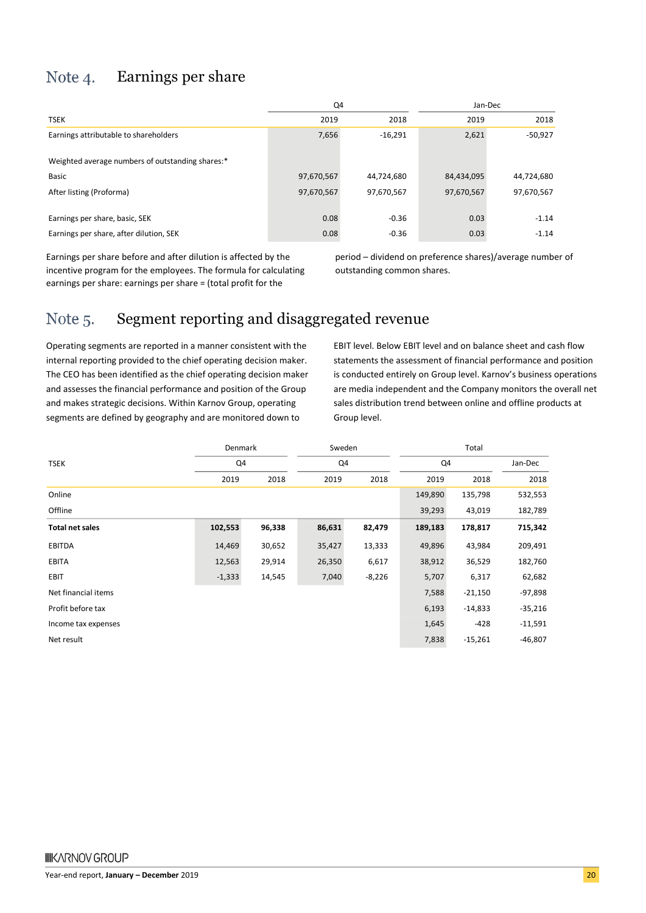## Note 4. Earnings per share

| TSEK | Q4 2019 | Q4 2018 | Jan-Dec 2019 | Jan-Dec 2018 |
|---|---|---|---|---|
| Earnings attributable to shareholders | 7,656 | -16,291 | 2,621 | -50,927 |
| Weighted average numbers of outstanding shares:* | | | | |
| Basic | 97,670,567 | 44,724,680 | 84,434,095 | 44,724,680 |
| After listing (Proforma) | 97,670,567 | 97,670,567 | 97,670,567 | 97,670,567 |
| Earnings per share, basic, SEK | 0.08 | -0.36 | 0.03 | -1.14 |
| Earnings per share, after dilution, SEK | 0.08 | -0.36 | 0.03 | -1.14 |

Earnings per share before and after dilution is affected by the incentive program for the employees. The formula for calculating earnings per share: earnings per share = (total profit for the period – dividend on preference shares)/average number of outstanding common shares.

## Note 5. Segment reporting and disaggregated revenue

Operating segments are reported in a manner consistent with the internal reporting provided to the chief operating decision maker. The CEO has been identified as the chief operating decision maker and assesses the financial performance and position of the Group and makes strategic decisions. Within Karnov Group, operating segments are defined by geography and are monitored down to EBIT level. Below EBIT level and on balance sheet and cash flow statements the assessment of financial performance and position is conducted entirely on Group level. Karnov's business operations are media independent and the Company monitors the overall net sales distribution trend between online and offline products at Group level.

| TSEK | Denmark | | Sweden | | Total | | |
|---|---|---|---|---|---|---|---|
| | Q4 | | Q4 | | Q4 | | Jan-Dec |
| | 2019 | 2018 | 2019 | 2018 | 2019 | 2018 | 2018 |
| Online | | | | | 149,890 | 135,798 | 532,553 |
| Offline | | | | | 39,293 | 43,019 | 182,789 |
| **Total net sales** | **102,553** | **96,338** | **86,631** | **82,479** | **189,183** | **178,817** | **715,342** |
| EBITDA | 14,469 | 30,652 | 35,427 | 13,333 | 49,896 | 43,984 | 209,491 |
| EBITA | 12,563 | 29,914 | 26,350 | 6,617 | 38,912 | 36,529 | 182,760 |
| EBIT | -1,333 | 14,545 | 7,040 | -8,226 | 5,707 | 6,317 | 62,682 |
| Net financial items | | | | | 7,588 | -21,150 | -97,898 |
| Profit before tax | | | | | 6,193 | -14,833 | -35,216 |
| Income tax expenses | | | | | 1,645 | -428 | -11,591 |
| Net result | | | | | 7,838 | -15,261 | -46,807 |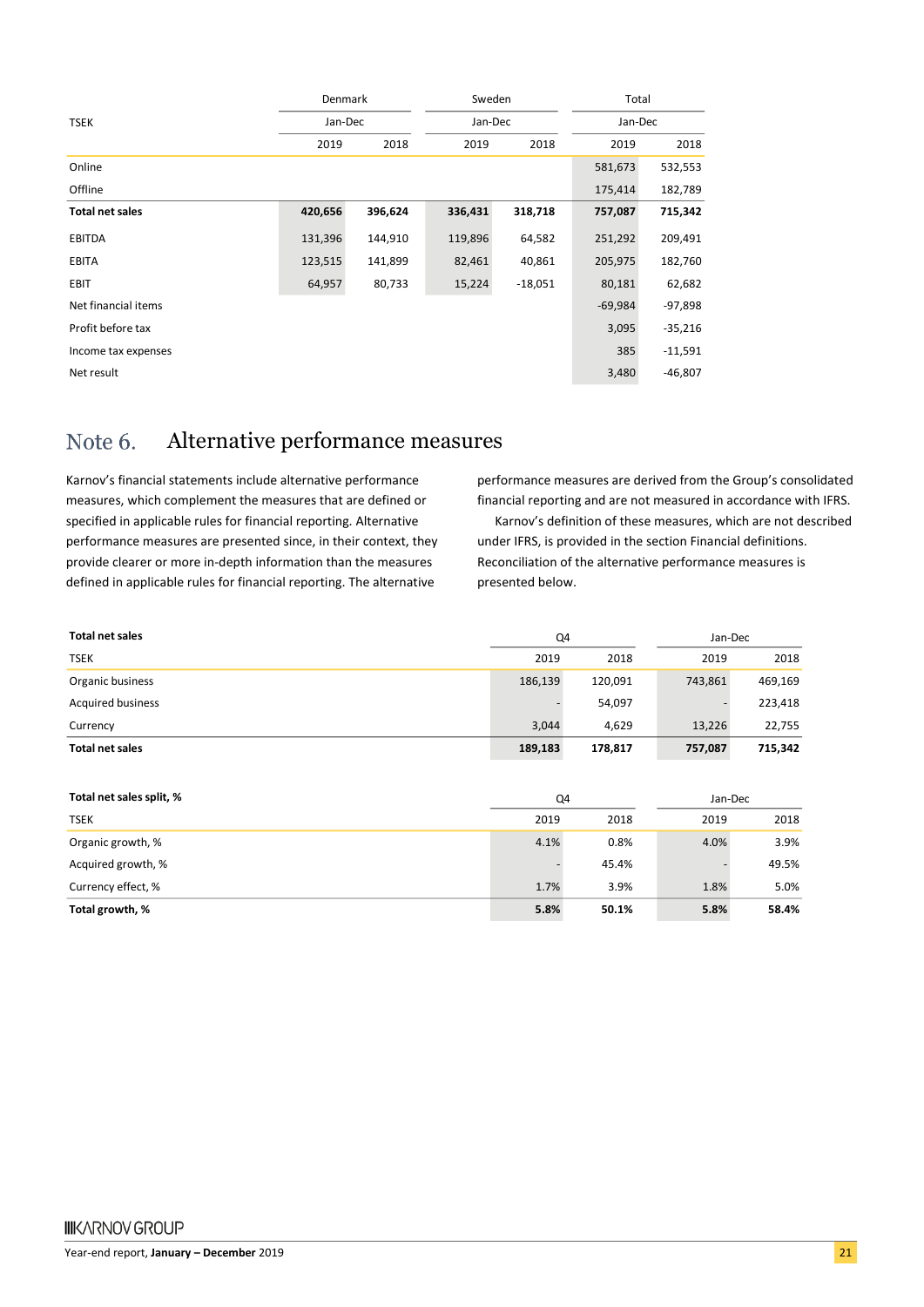| TSEK | Denmark | | Sweden | | Total | |
|---|---|---|---|---|---|---|
| | Jan-Dec | | Jan-Dec | | Jan-Dec | |
| | 2019 | 2018 | 2019 | 2018 | 2019 | 2018 |
| Online | | | | | 581,673 | 532,553 |
| Offline | | | | | 175,414 | 182,789 |
| **Total net sales** | **420,656** | **396,624** | **336,431** | **318,718** | **757,087** | **715,342** |
| EBITDA | 131,396 | 144,910 | 119,896 | 64,582 | 251,292 | 209,491 |
| EBITA | 123,515 | 141,899 | 82,461 | 40,861 | 205,975 | 182,760 |
| EBIT | 64,957 | 80,733 | 15,224 | -18,051 | 80,181 | 62,682 |
| Net financial items | | | | | -69,984 | -97,898 |
| Profit before tax | | | | | 3,095 | -35,216 |
| Income tax expenses | | | | | 385 | -11,591 |
| Net result | | | | | 3,480 | -46,807 |

## Note 6. Alternative performance measures

Karnov's financial statements include alternative performance measures, which complement the measures that are defined or specified in applicable rules for financial reporting. Alternative performance measures are presented since, in their context, they provide clearer or more in-depth information than the measures defined in applicable rules for financial reporting. The alternative performance measures are derived from the Group's consolidated financial reporting and are not measured in accordance with IFRS.

Karnov's definition of these measures, which are not described under IFRS, is provided in the section Financial definitions. Reconciliation of the alternative performance measures is presented below.

| **Total net sales** | Q4 | | Jan-Dec | |
|---|---|---|---|---|
| TSEK | 2019 | 2018 | 2019 | 2018 |
| Organic business | 186,139 | 120,091 | 743,861 | 469,169 |
| Acquired business | - | 54,097 | - | 223,418 |
| Currency | 3,044 | 4,629 | 13,226 | 22,755 |
| **Total net sales** | **189,183** | **178,817** | **757,087** | **715,342** |

| **Total net sales split, %** | Q4 | | Jan-Dec | |
|---|---|---|---|---|
| TSEK | 2019 | 2018 | 2019 | 2018 |
| Organic growth, % | 4.1% | 0.8% | 4.0% | 3.9% |
| Acquired growth, % | - | 45.4% | - | 49.5% |
| Currency effect, % | 1.7% | 3.9% | 1.8% | 5.0% |
| **Total growth, %** | **5.8%** | **50.1%** | **5.8%** | **58.4%** |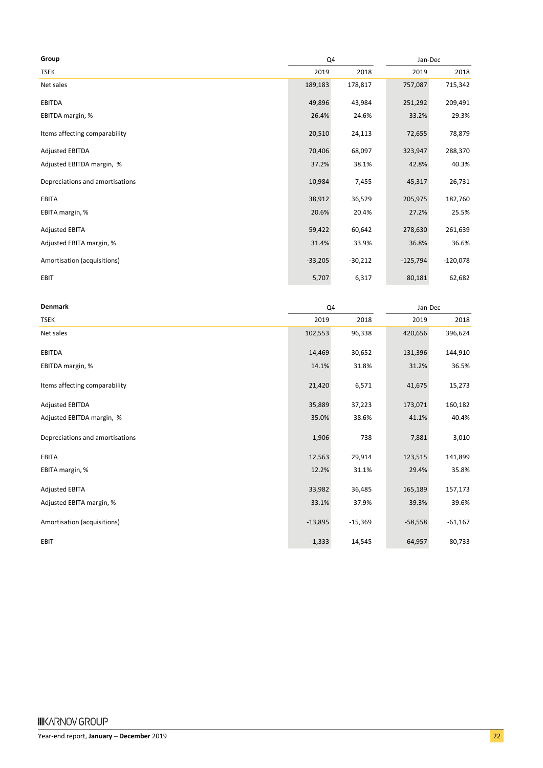| Group | Q4 | | Jan-Dec | |
|---|---|---|---|---|
| TSEK | 2019 | 2018 | 2019 | 2018 |
| Net sales | 189,183 | 178,817 | 757,087 | 715,342 |
| EBITDA | 49,896 | 43,984 | 251,292 | 209,491 |
| EBITDA margin, % | 26.4% | 24.6% | 33.2% | 29.3% |
| Items affecting comparability | 20,510 | 24,113 | 72,655 | 78,879 |
| Adjusted EBITDA | 70,406 | 68,097 | 323,947 | 288,370 |
| Adjusted EBITDA margin, % | 37.2% | 38.1% | 42.8% | 40.3% |
| Depreciations and amortisations | -10,984 | -7,455 | -45,317 | -26,731 |
| EBITA | 38,912 | 36,529 | 205,975 | 182,760 |
| EBITA margin, % | 20.6% | 20.4% | 27.2% | 25.5% |
| Adjusted EBITA | 59,422 | 60,642 | 278,630 | 261,639 |
| Adjusted EBITA margin, % | 31.4% | 33.9% | 36.8% | 36.6% |
| Amortisation (acquisitions) | -33,205 | -30,212 | -125,794 | -120,078 |
| EBIT | 5,707 | 6,317 | 80,181 | 62,682 |

| Denmark | Q4 | | Jan-Dec | |
|---|---|---|---|---|
| TSEK | 2019 | 2018 | 2019 | 2018 |
| Net sales | 102,553 | 96,338 | 420,656 | 396,624 |
| EBITDA | 14,469 | 30,652 | 131,396 | 144,910 |
| EBITDA margin, % | 14.1% | 31.8% | 31.2% | 36.5% |
| Items affecting comparability | 21,420 | 6,571 | 41,675 | 15,273 |
| Adjusted EBITDA | 35,889 | 37,223 | 173,071 | 160,182 |
| Adjusted EBITDA margin, % | 35.0% | 38.6% | 41.1% | 40.4% |
| Depreciations and amortisations | -1,906 | -738 | -7,881 | 3,010 |
| EBITA | 12,563 | 29,914 | 123,515 | 141,899 |
| EBITA margin, % | 12.2% | 31.1% | 29.4% | 35.8% |
| Adjusted EBITA | 33,982 | 36,485 | 165,189 | 157,173 |
| Adjusted EBITA margin, % | 33.1% | 37.9% | 39.3% | 39.6% |
| Amortisation (acquisitions) | -13,895 | -15,369 | -58,558 | -61,167 |
| EBIT | -1,333 | 14,545 | 64,957 | 80,733 |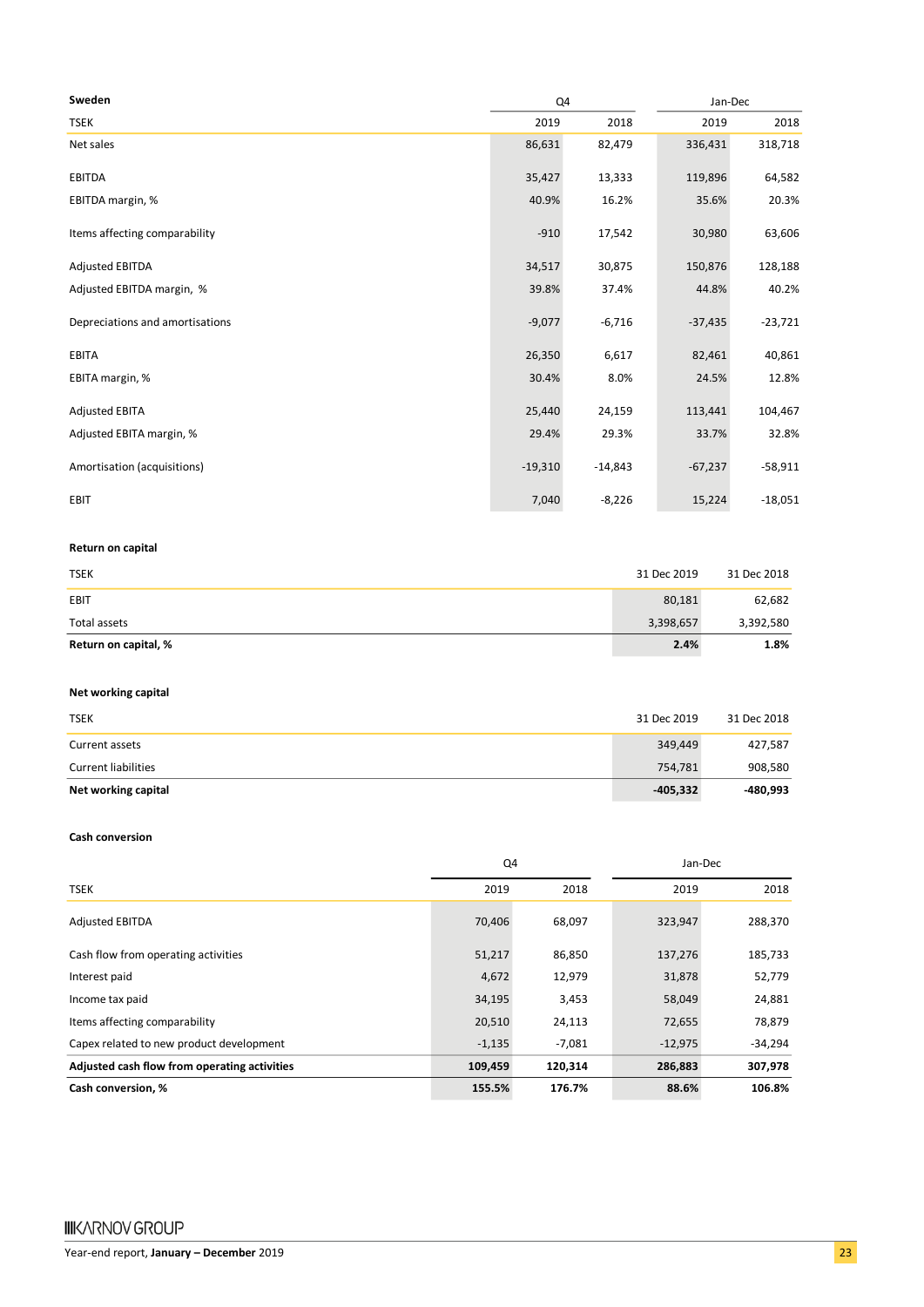**Sweden**

| TSEK | Q4 2019 | Q4 2018 | Jan-Dec 2019 | Jan-Dec 2018 |
|---|---|---|---|---|
| Net sales | 86,631 | 82,479 | 336,431 | 318,718 |
| EBITDA | 35,427 | 13,333 | 119,896 | 64,582 |
| EBITDA margin, % | 40.9% | 16.2% | 35.6% | 20.3% |
| Items affecting comparability | -910 | 17,542 | 30,980 | 63,606 |
| Adjusted EBITDA | 34,517 | 30,875 | 150,876 | 128,188 |
| Adjusted EBITDA margin, % | 39.8% | 37.4% | 44.8% | 40.2% |
| Depreciations and amortisations | -9,077 | -6,716 | -37,435 | -23,721 |
| EBITA | 26,350 | 6,617 | 82,461 | 40,861 |
| EBITA margin, % | 30.4% | 8.0% | 24.5% | 12.8% |
| Adjusted EBITA | 25,440 | 24,159 | 113,441 | 104,467 |
| Adjusted EBITA margin, % | 29.4% | 29.3% | 33.7% | 32.8% |
| Amortisation (acquisitions) | -19,310 | -14,843 | -67,237 | -58,911 |
| EBIT | 7,040 | -8,226 | 15,224 | -18,051 |

**Return on capital**

| TSEK | 31 Dec 2019 | 31 Dec 2018 |
|---|---|---|
| EBIT | 80,181 | 62,682 |
| Total assets | 3,398,657 | 3,392,580 |
| **Return on capital, %** | **2.4%** | **1.8%** |

**Net working capital**

| TSEK | 31 Dec 2019 | 31 Dec 2018 |
|---|---|---|
| Current assets | 349,449 | 427,587 |
| Current liabilities | 754,781 | 908,580 |
| **Net working capital** | **-405,332** | **-480,993** |

**Cash conversion**

| TSEK | Q4 2019 | Q4 2018 | Jan-Dec 2019 | Jan-Dec 2018 |
|---|---|---|---|---|
| Adjusted EBITDA | 70,406 | 68,097 | 323,947 | 288,370 |
| Cash flow from operating activities | 51,217 | 86,850 | 137,276 | 185,733 |
| Interest paid | 4,672 | 12,979 | 31,878 | 52,779 |
| Income tax paid | 34,195 | 3,453 | 58,049 | 24,881 |
| Items affecting comparability | 20,510 | 24,113 | 72,655 | 78,879 |
| Capex related to new product development | -1,135 | -7,081 | -12,975 | -34,294 |
| **Adjusted cash flow from operating activities** | **109,459** | **120,314** | **286,883** | **307,978** |
| **Cash conversion, %** | **155.5%** | **176.7%** | **88.6%** | **106.8%** |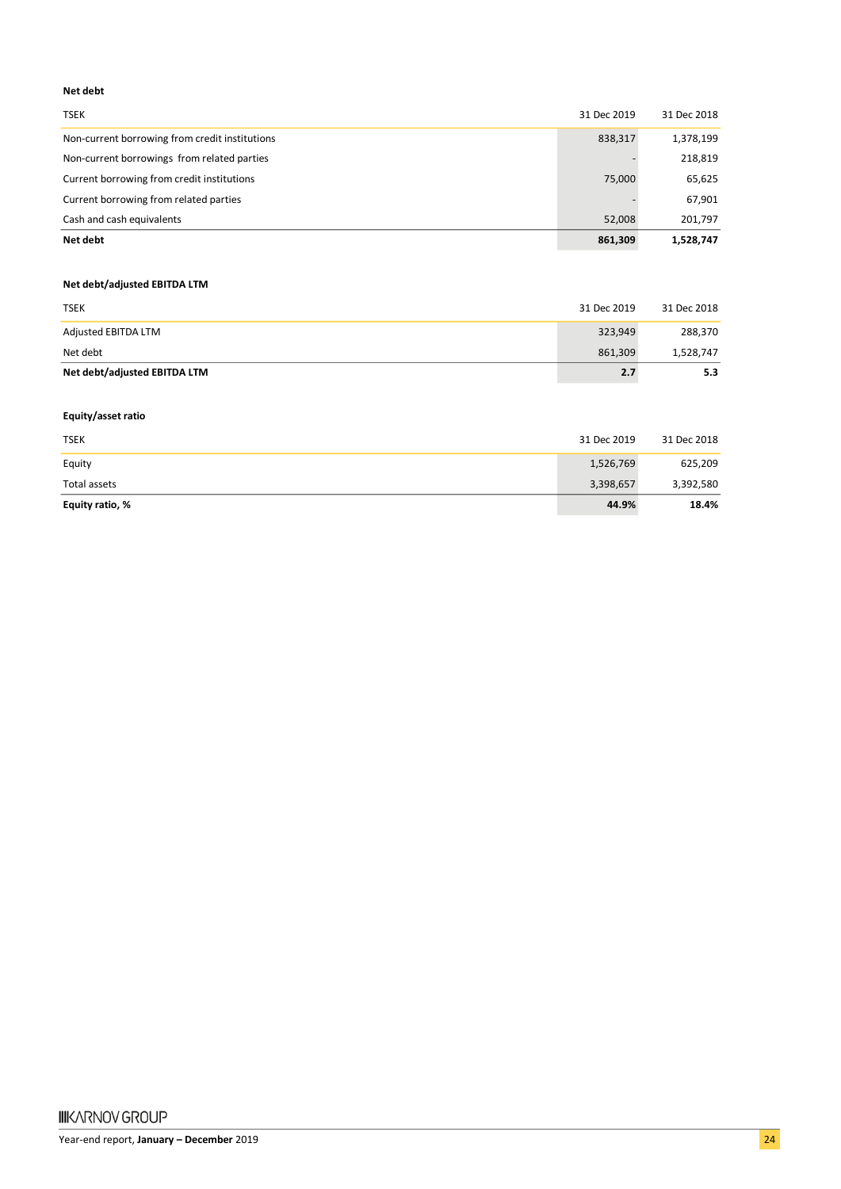**Net debt**

| TSEK | 31 Dec 2019 | 31 Dec 2018 |
|---|---|---|
| Non-current borrowing from credit institutions | 838,317 | 1,378,199 |
| Non-current borrowings from related parties | - | 218,819 |
| Current borrowing from credit institutions | 75,000 | 65,625 |
| Current borrowing from related parties | - | 67,901 |
| Cash and cash equivalents | 52,008 | 201,797 |
| **Net debt** | **861,309** | **1,528,747** |

**Net debt/adjusted EBITDA LTM**

| TSEK | 31 Dec 2019 | 31 Dec 2018 |
|---|---|---|
| Adjusted EBITDA LTM | 323,949 | 288,370 |
| Net debt | 861,309 | 1,528,747 |
| **Net debt/adjusted EBITDA LTM** | **2.7** | **5.3** |

**Equity/asset ratio**

| TSEK | 31 Dec 2019 | 31 Dec 2018 |
|---|---|---|
| Equity | 1,526,769 | 625,209 |
| Total assets | 3,398,657 | 3,392,580 |
| **Equity ratio, %** | **44.9%** | **18.4%** |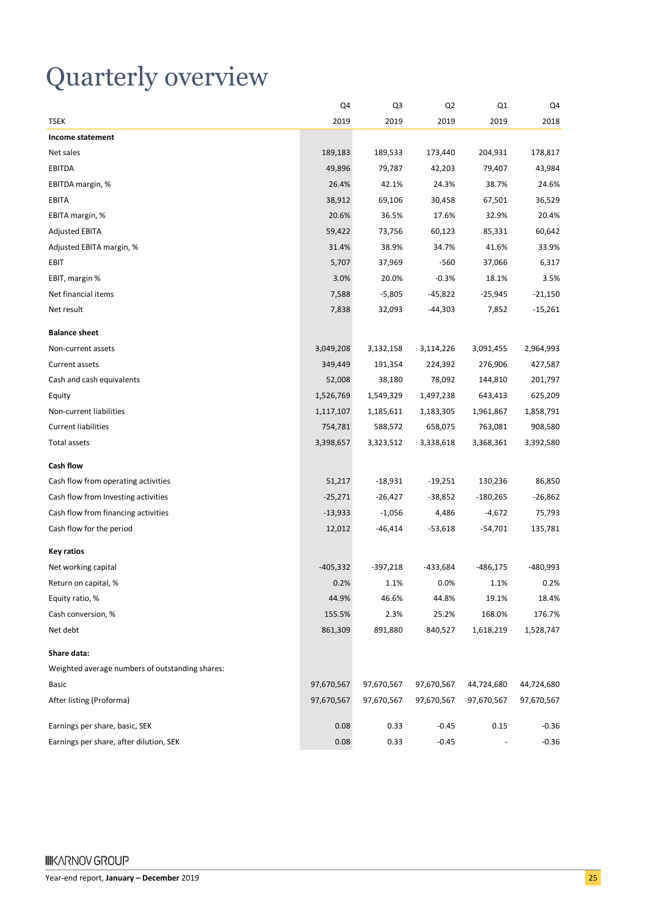# Quarterly overview

| TSEK | Q4 2019 | Q3 2019 | Q2 2019 | Q1 2019 | Q4 2018 |
|---|---|---|---|---|---|
| **Income statement** | | | | | |
| Net sales | 189,183 | 189,533 | 173,440 | 204,931 | 178,817 |
| EBITDA | 49,896 | 79,787 | 42,203 | 79,407 | 43,984 |
| EBITDA margin, % | 26.4% | 42.1% | 24.3% | 38.7% | 24.6% |
| EBITA | 38,912 | 69,106 | 30,458 | 67,501 | 36,529 |
| EBITA margin, % | 20.6% | 36.5% | 17.6% | 32.9% | 20.4% |
| Adjusted EBITA | 59,422 | 73,756 | 60,123 | 85,331 | 60,642 |
| Adjusted EBITA margin, % | 31.4% | 38.9% | 34.7% | 41.6% | 33.9% |
| EBIT | 5,707 | 37,969 | -560 | 37,066 | 6,317 |
| EBIT, margin % | 3.0% | 20.0% | -0.3% | 18.1% | 3.5% |
| Net financial items | 7,588 | -5,805 | -45,822 | -25,945 | -21,150 |
| Net result | 7,838 | 32,093 | -44,303 | 7,852 | -15,261 |
| **Balance sheet** | | | | | |
| Non-current assets | 3,049,208 | 3,132,158 | 3,114,226 | 3,091,455 | 2,964,993 |
| Current assets | 349,449 | 191,354 | 224,392 | 276,906 | 427,587 |
| Cash and cash equivalents | 52,008 | 38,180 | 78,092 | 144,810 | 201,797 |
| Equity | 1,526,769 | 1,549,329 | 1,497,238 | 643,413 | 625,209 |
| Non-current liabilities | 1,117,107 | 1,185,611 | 1,183,305 | 1,961,867 | 1,858,791 |
| Current liabilities | 754,781 | 588,572 | 658,075 | 763,081 | 908,580 |
| Total assets | 3,398,657 | 3,323,512 | 3,338,618 | 3,368,361 | 3,392,580 |
| **Cash flow** | | | | | |
| Cash flow from operating activities | 51,217 | -18,931 | -19,251 | 130,236 | 86,850 |
| Cash flow from Investing activities | -25,271 | -26,427 | -38,852 | -180,265 | -26,862 |
| Cash flow from financing activities | -13,933 | -1,056 | 4,486 | -4,672 | 75,793 |
| Cash flow for the period | 12,012 | -46,414 | -53,618 | -54,701 | 135,781 |
| **Key ratios** | | | | | |
| Net working capital | -405,332 | -397,218 | -433,684 | -486,175 | -480,993 |
| Return on capital, % | 0.2% | 1.1% | 0.0% | 1.1% | 0.2% |
| Equity ratio, % | 44.9% | 46.6% | 44.8% | 19.1% | 18.4% |
| Cash conversion, % | 155.5% | 2.3% | 25.2% | 168.0% | 176.7% |
| Net debt | 861,309 | 891,880 | 840,527 | 1,618,219 | 1,528,747 |
| **Share data:** | | | | | |
| Weighted average numbers of outstanding shares: | | | | | |
| Basic | 97,670,567 | 97,670,567 | 97,670,567 | 44,724,680 | 44,724,680 |
| After listing (Proforma) | 97,670,567 | 97,670,567 | 97,670,567 | 97,670,567 | 97,670,567 |
| Earnings per share, basic, SEK | 0.08 | 0.33 | -0.45 | 0.15 | -0.36 |
| Earnings per share, after dilution, SEK | 0.08 | 0.33 | -0.45 | - | -0.36 |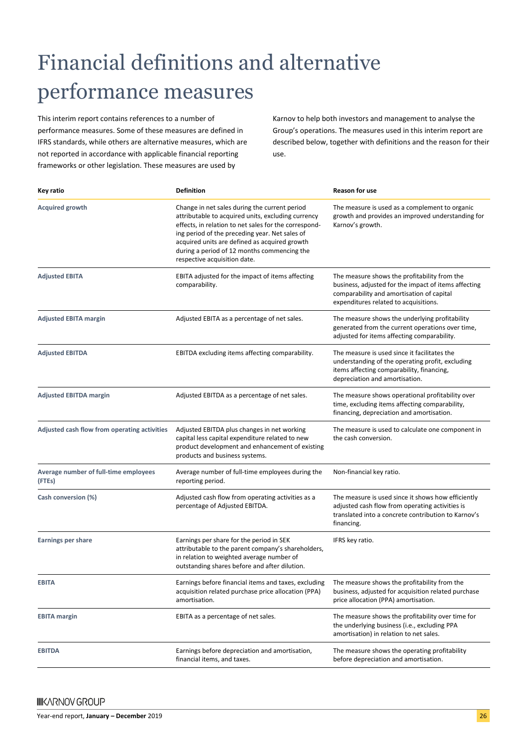# Financial definitions and alternative performance measures

This interim report contains references to a number of performance measures. Some of these measures are defined in IFRS standards, while others are alternative measures, which are not reported in accordance with applicable financial reporting frameworks or other legislation. These measures are used by Karnov to help both investors and management to analyse the Group's operations. The measures used in this interim report are described below, together with definitions and the reason for their use.

| Key ratio | Definition | Reason for use |
|---|---|---|
| **Acquired growth** | Change in net sales during the current period attributable to acquired units, excluding currency effects, in relation to net sales for the corresponding period of the preceding year. Net sales of acquired units are defined as acquired growth during a period of 12 months commencing the respective acquisition date. | The measure is used as a complement to organic growth and provides an improved understanding for Karnov's growth. |
| **Adjusted EBITA** | EBITA adjusted for the impact of items affecting comparability. | The measure shows the profitability from the business, adjusted for the impact of items affecting comparability and amortisation of capital expenditures related to acquisitions. |
| **Adjusted EBITA margin** | Adjusted EBITA as a percentage of net sales. | The measure shows the underlying profitability generated from the current operations over time, adjusted for items affecting comparability. |
| **Adjusted EBITDA** | EBITDA excluding items affecting comparability. | The measure is used since it facilitates the understanding of the operating profit, excluding items affecting comparability, financing, depreciation and amortisation. |
| **Adjusted EBITDA margin** | Adjusted EBITDA as a percentage of net sales. | The measure shows operational profitability over time, excluding items affecting comparability, financing, depreciation and amortisation. |
| **Adjusted cash flow from operating activities** | Adjusted EBITDA plus changes in net working capital less capital expenditure related to new product development and enhancement of existing products and business systems. | The measure is used to calculate one component in the cash conversion. |
| **Average number of full-time employees (FTEs)** | Average number of full-time employees during the reporting period. | Non-financial key ratio. |
| **Cash conversion (%)** | Adjusted cash flow from operating activities as a percentage of Adjusted EBITDA. | The measure is used since it shows how efficiently adjusted cash flow from operating activities is translated into a concrete contribution to Karnov's financing. |
| **Earnings per share** | Earnings per share for the period in SEK attributable to the parent company's shareholders, in relation to weighted average number of outstanding shares before and after dilution. | IFRS key ratio. |
| **EBITA** | Earnings before financial items and taxes, excluding acquisition related purchase price allocation (PPA) amortisation. | The measure shows the profitability from the business, adjusted for acquisition related purchase price allocation (PPA) amortisation. |
| **EBITA margin** | EBITA as a percentage of net sales. | The measure shows the profitability over time for the underlying business (i.e., excluding PPA amortisation) in relation to net sales. |
| **EBITDA** | Earnings before depreciation and amortisation, financial items, and taxes. | The measure shows the operating profitability before depreciation and amortisation. |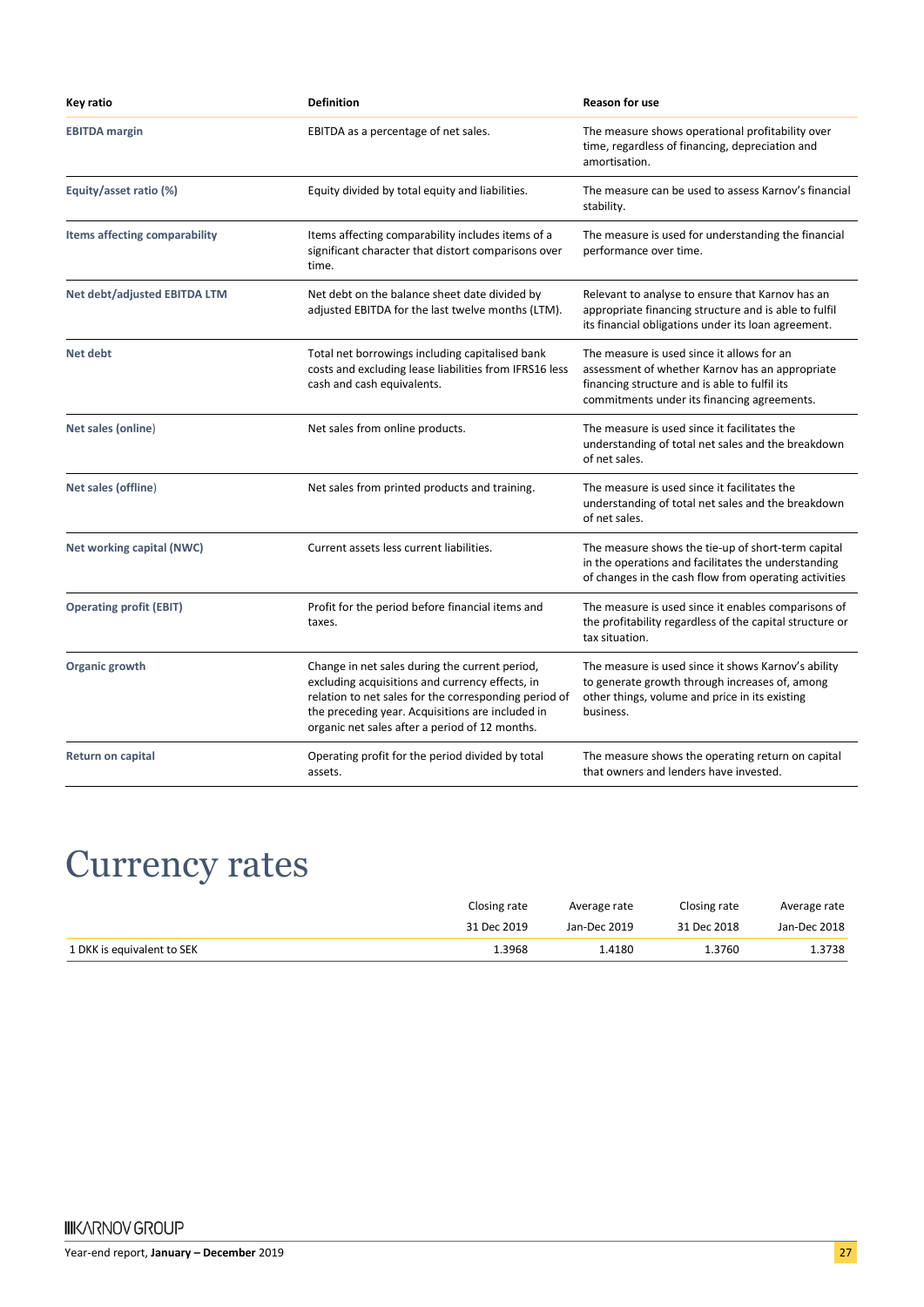| Key ratio | Definition | Reason for use |
| --- | --- | --- |
| **EBITDA margin** | EBITDA as a percentage of net sales. | The measure shows operational profitability over time, regardless of financing, depreciation and amortisation. |
| **Equity/asset ratio (%)** | Equity divided by total equity and liabilities. | The measure can be used to assess Karnov's financial stability. |
| **Items affecting comparability** | Items affecting comparability includes items of a significant character that distort comparisons over time. | The measure is used for understanding the financial performance over time. |
| **Net debt/adjusted EBITDA LTM** | Net debt on the balance sheet date divided by adjusted EBITDA for the last twelve months (LTM). | Relevant to analyse to ensure that Karnov has an appropriate financing structure and is able to fulfil its financial obligations under its loan agreement. |
| **Net debt** | Total net borrowings including capitalised bank costs and excluding lease liabilities from IFRS16 less cash and cash equivalents. | The measure is used since it allows for an assessment of whether Karnov has an appropriate financing structure and is able to fulfil its commitments under its financing agreements. |
| **Net sales (online)** | Net sales from online products. | The measure is used since it facilitates the understanding of total net sales and the breakdown of net sales. |
| **Net sales (offline)** | Net sales from printed products and training. | The measure is used since it facilitates the understanding of total net sales and the breakdown of net sales. |
| **Net working capital (NWC)** | Current assets less current liabilities. | The measure shows the tie-up of short-term capital in the operations and facilitates the understanding of changes in the cash flow from operating activities |
| **Operating profit (EBIT)** | Profit for the period before financial items and taxes. | The measure is used since it enables comparisons of the profitability regardless of the capital structure or tax situation. |
| **Organic growth** | Change in net sales during the current period, excluding acquisitions and currency effects, in relation to net sales for the corresponding period of the preceding year. Acquisitions are included in organic net sales after a period of 12 months. | The measure is used since it shows Karnov's ability to generate growth through increases of, among other things, volume and price in its existing business. |
| **Return on capital** | Operating profit for the period divided by total assets. | The measure shows the operating return on capital that owners and lenders have invested. |

# Currency rates

| | Closing rate | Average rate | Closing rate | Average rate |
| --- | --- | --- | --- | --- |
| | 31 Dec 2019 | Jan-Dec 2019 | 31 Dec 2018 | Jan-Dec 2018 |
| 1 DKK is equivalent to SEK | 1.3968 | 1.4180 | 1.3760 | 1.3738 |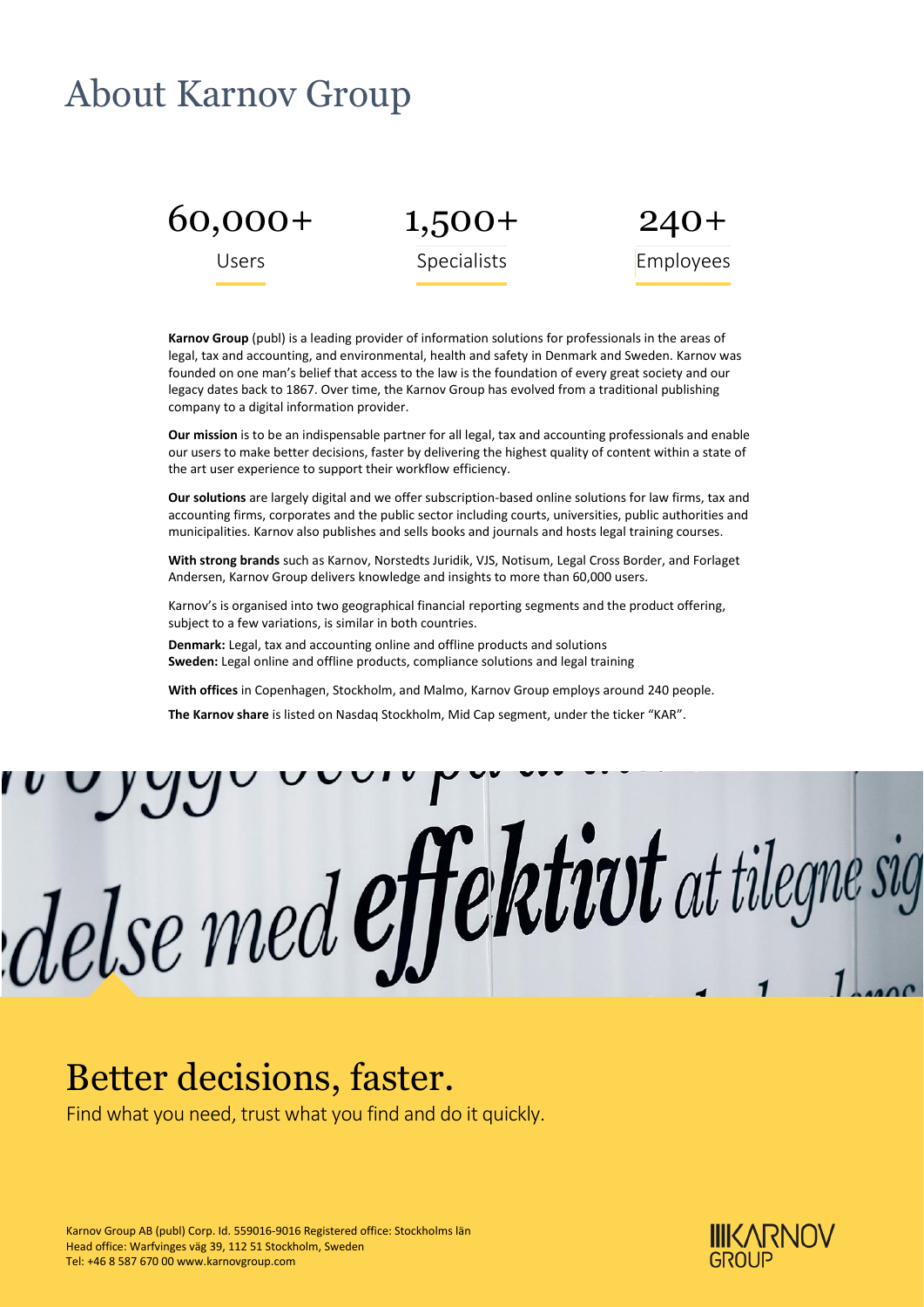# About Karnov Group

60,000+
Users

1,500+
Specialists

240+
Employees

**Karnov Group** (publ) is a leading provider of information solutions for professionals in the areas of legal, tax and accounting, and environmental, health and safety in Denmark and Sweden. Karnov was founded on one man's belief that access to the law is the foundation of every great society and our legacy dates back to 1867. Over time, the Karnov Group has evolved from a traditional publishing company to a digital information provider.

**Our mission** is to be an indispensable partner for all legal, tax and accounting professionals and enable our users to make better decisions, faster by delivering the highest quality of content within a state of the art user experience to support their workflow efficiency.

**Our solutions** are largely digital and we offer subscription-based online solutions for law firms, tax and accounting firms, corporates and the public sector including courts, universities, public authorities and municipalities. Karnov also publishes and sells books and journals and hosts legal training courses.

**With strong brands** such as Karnov, Norstedts Juridik, VJS, Notisum, Legal Cross Border, and Forlaget Andersen, Karnov Group delivers knowledge and insights to more than 60,000 users.

Karnov's is organised into two geographical financial reporting segments and the product offering, subject to a few variations, is similar in both countries.

**Denmark:** Legal, tax and accounting online and offline products and solutions
**Sweden:** Legal online and offline products, compliance solutions and legal training

**With offices** in Copenhagen, Stockholm, and Malmo, Karnov Group employs around 240 people.

**The Karnov share** is listed on Nasdaq Stockholm, Mid Cap segment, under the ticker "KAR".

## Better decisions, faster.

Find what you need, trust what you find and do it quickly.

Karnov Group AB (publ) Corp. Id. 559016-9016 Registered office: Stockholms län
Head office: Warfvinges väg 39, 112 51 Stockholm, Sweden
Tel: +46 8 587 670 00 www.karnovgroup.com